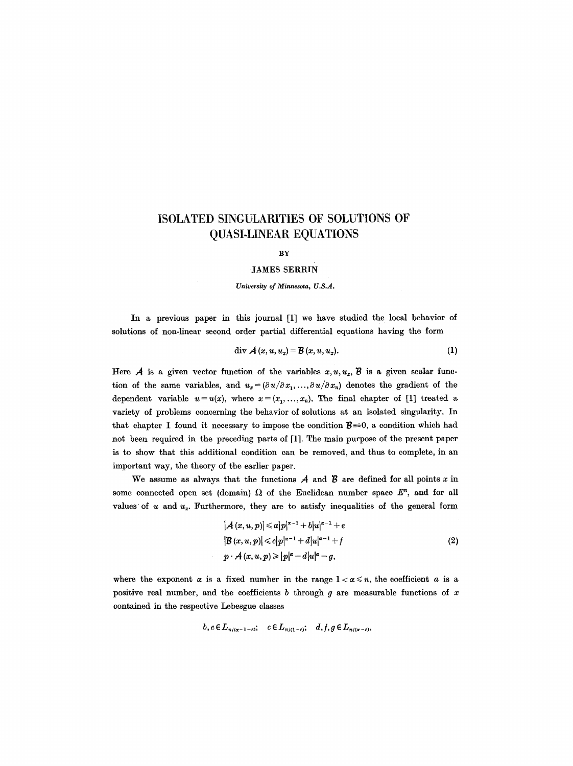# ISOLATED SINGULARITIES OF SOLUTIONS OF QUASI-LINEAR EQUATIONS

BY

JAMES SERRIN

*University of Minnesota, U.S.A.*

In a previous paper in this journal [1] we have studied the local behavior of solutions of non-linear second order partial differential equations having the form

$$\operatorname{div} \mathcal{A}(x, u, u_x) = \mathcal{B}(x, u, u_x). \tag{1}$$

Here $\mathcal{A}$ is a given vector function of the variables $x, u, u_x$, $\mathcal{B}$ is a given scalar function of the same variables, and $u_x = (\partial u/\partial x_1, \ldots, \partial u/\partial x_n)$ denotes the gradient of the dependent variable $u = u(x)$, where $x = (x_1, \ldots, x_n)$. The final chapter of [1] treated a variety of problems concerning the behavior of solutions at an isolated singularity. In that chapter I found it necessary to impose the condition $\mathcal{B} \equiv 0$, a condition which had not been required in the preceding parts of [1]. The main purpose of the present paper is to show that this additional condition can be removed, and thus to complete, in an important way, the theory of the earlier paper.

We assume as always that the functions $\mathcal{A}$ and $\mathcal{B}$ are defined for all points $x$ in some connected open set (domain) $\Omega$ of the Euclidean number space $E^n$, and for all values of $u$ and $u_x$. Furthermore, they are to satisfy inequalities of the general form

$$\begin{aligned}
|\mathcal{A}(x, u, p)| &\leq a|p|^{\alpha-1} + b|u|^{\alpha-1} + e \\
|\mathcal{B}(x, u, p)| &\leq c|p|^{\alpha-1} + d|u|^{\alpha-1} + f \\
p \cdot \mathcal{A}(x, u, p) &\geq |p|^{\alpha} - d|u|^{\alpha} - g,
\end{aligned} \tag{2}$$

where the exponent $\alpha$ is a fixed number in the range $1 < \alpha \leq n$, the coefficient $a$ is a positive real number, and the coefficients $b$ through $g$ are measurable functions of $x$ contained in the respective Lebesgue classes

$$b, e \in L_{n/(\alpha-1-\varepsilon)}; \quad c \in L_{n/(1-\varepsilon)}; \quad d, f, g \in L_{n/(\alpha-\varepsilon)},$$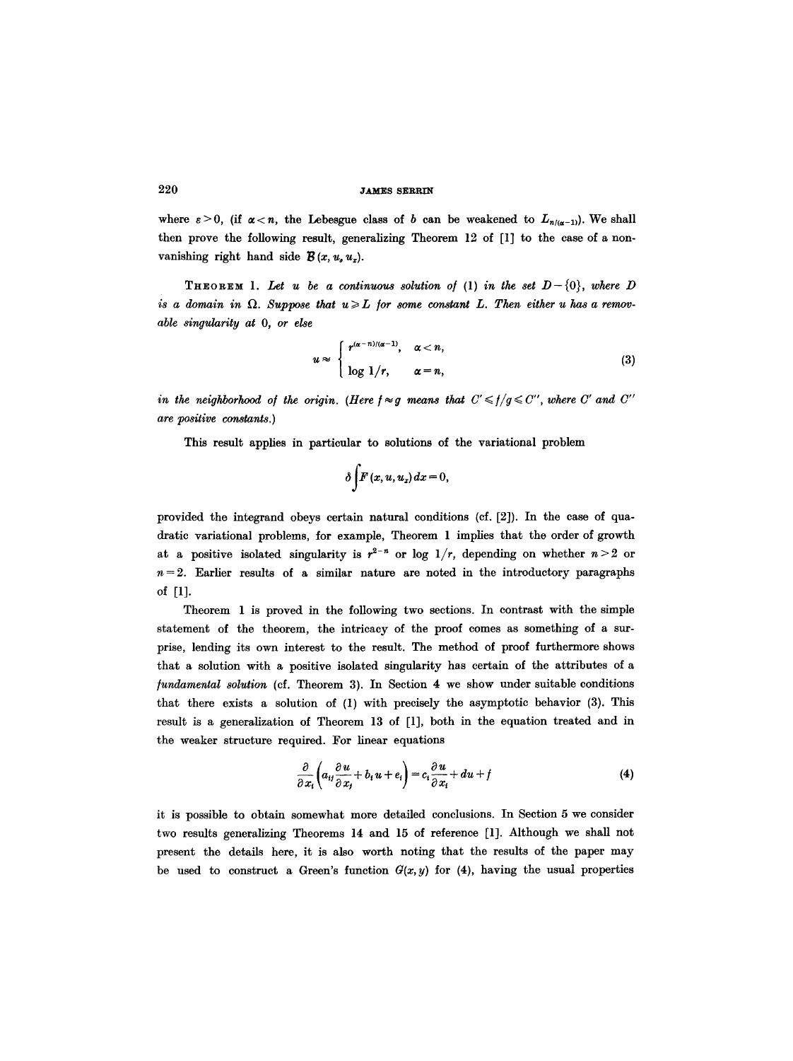where $\varepsilon > 0$, (if $\alpha < n$, the Lebesgue class of $b$ can be weakened to $L_{n/(\alpha-1)}$). We shall then prove the following result, generalizing Theorem 12 of [1] to the case of a non-vanishing right hand side $\mathcal{B}(x, u, u_x)$.

THEOREM 1. *Let $u$ be a continuous solution of (1) in the set $D - \{0\}$, where $D$ is a domain in $\Omega$. Suppose that $u \geq L$ for some constant $L$. Then either $u$ has a removable singularity at 0, or else*

$$u \approx \begin{cases} r^{(\alpha-n)/(\alpha-1)}, & \alpha < n, \\ \log 1/r, & \alpha = n, \end{cases} \tag{3}$$

*in the neighborhood of the origin. (Here $f \approx g$ means that $C' \leq f/g \leq C''$, where $C'$ and $C''$ are positive constants.)*

This result applies in particular to solutions of the variational problem

$$\delta \int F(x, u, u_x)\, dx = 0,$$

provided the integrand obeys certain natural conditions (cf. [2]). In the case of quadratic variational problems, for example, Theorem 1 implies that the order of growth at a positive isolated singularity is $r^{2-n}$ or $\log 1/r$, depending on whether $n > 2$ or $n = 2$. Earlier results of a similar nature are noted in the introductory paragraphs of [1].

Theorem 1 is proved in the following two sections. In contrast with the simple statement of the theorem, the intricacy of the proof comes as something of a surprise, lending its own interest to the result. The method of proof furthermore shows that a solution with a positive isolated singularity has certain of the attributes of a *fundamental solution* (cf. Theorem 3). In Section 4 we show under suitable conditions that there exists a solution of (1) with precisely the asymptotic behavior (3). This result is a generalization of Theorem 13 of [1], both in the equation treated and in the weaker structure required. For linear equations

$$\frac{\partial}{\partial x_i}\left(a_{ij}\frac{\partial u}{\partial x_j} + b_i u + e_i\right) = c_i \frac{\partial u}{\partial x_i} + du + f \tag{4}$$

it is possible to obtain somewhat more detailed conclusions. In Section 5 we consider two results generalizing Theorems 14 and 15 of reference [1]. Although we shall not present the details here, it is also worth noting that the results of the paper may be used to construct a Green's function $G(x, y)$ for (4), having the usual properties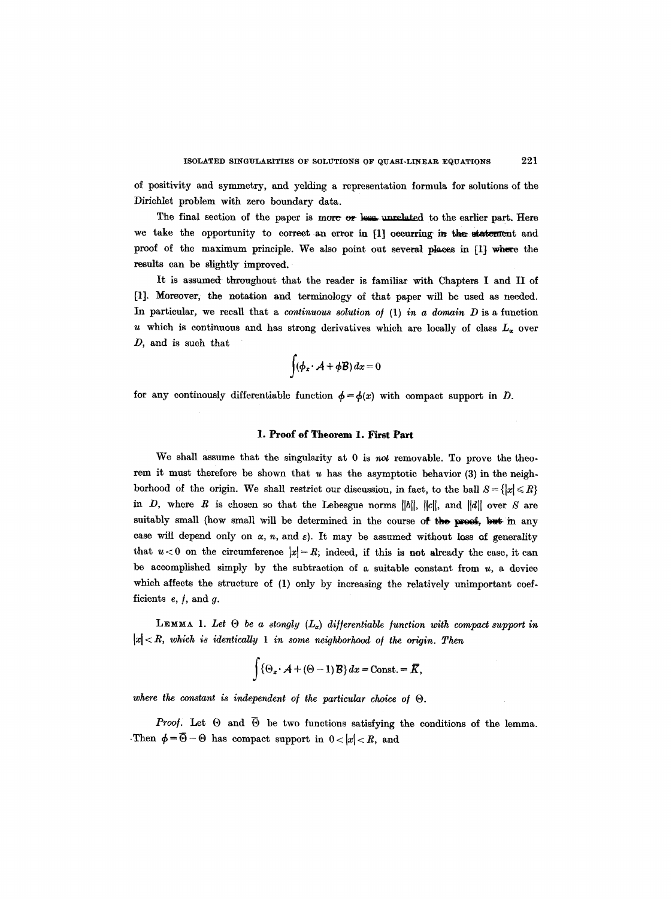of positivity and symmetry, and yelding a representation formula for solutions of the Dirichlet problem with zero boundary data.

The final section of the paper is more or less unrelated to the earlier part. Here we take the opportunity to correct an error in [1] occurring in the statement and proof of the maximum principle. We also point out several places in [1] where the results can be slightly improved.

It is assumed throughout that the reader is familiar with Chapters I and II of [1]. Moreover, the notation and terminology of that paper will be used as needed. In particular, we recall that a *continuous solution of* (1) *in a domain* $D$ is a function $u$ which is continuous and has strong derivatives which are locally of class $L_\alpha$ over $D$, and is such that

$$\int (\phi_x \cdot \mathcal{A} + \phi \mathcal{B})\, dx = 0$$

for any continously differentiable function $\phi = \phi(x)$ with compact support in $D$.

## 1. Proof of Theorem 1. First Part

We shall assume that the singularity at 0 is *not* removable. To prove the theorem it must therefore be shown that $u$ has the asymptotic behavior (3) in the neighborhood of the origin. We shall restrict our discussion, in fact, to the ball $S = \{|x| \leqslant R\}$ in $D$, where $R$ is chosen so that the Lebesgue norms $\|b\|$, $\|c\|$, and $\|d\|$ over $S$ are suitably small (how small will be determined in the course of the proof, but in any case will depend only on $\alpha$, $n$, and $\varepsilon$). It may be assumed without loss of generality that $u < 0$ on the circumference $|x| = R$; indeed, if this is not already the case, it can be accomplished simply by the subtraction of a suitable constant from $u$, a device which affects the structure of (1) only by increasing the relatively unimportant coefficients $e$, $f$, and $g$.

LEMMA 1. *Let $\Theta$ be a stongly ($L_\alpha$) differentiable function with compact support in $|x| < R$, which is identically* 1 *in some neighborhood of the origin. Then*

$$\int \{\Theta_x \cdot \mathcal{A} + (\Theta - 1)\mathcal{B}\}\, dx = \text{Const.} = \overline{K},$$

*where the constant is independent of the particular choice of $\Theta$.*

*Proof.* Let $\Theta$ and $\overline{\Theta}$ be two functions satisfying the conditions of the lemma. Then $\phi = \overline{\Theta} - \Theta$ has compact support in $0 < |x| < R$, and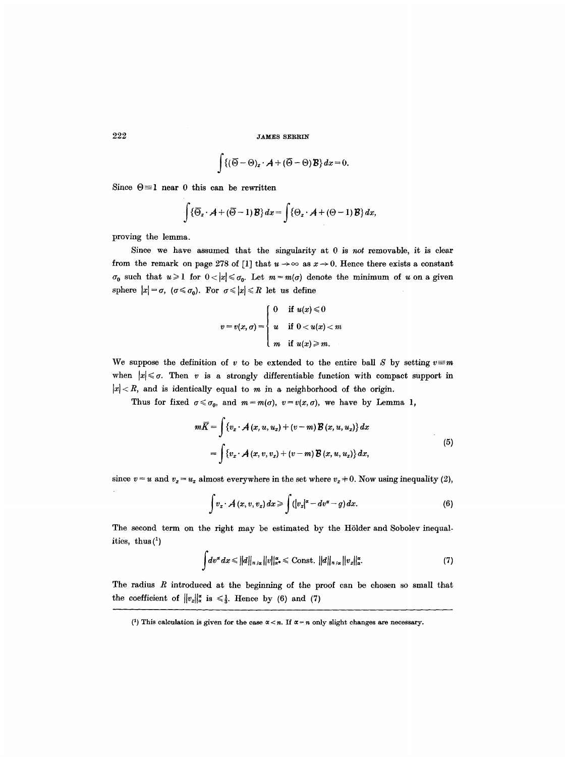$$\int \{(\overline{\Theta} - \Theta)_x \cdot \mathcal{A} + (\overline{\Theta} - \Theta)\mathcal{B}\}\,dx = 0.$$

Since $\Theta \equiv 1$ near 0 this can be rewritten

$$\int \{\overline{\Theta}_x \cdot \mathcal{A} + (\overline{\Theta} - 1)\mathcal{B}\}\,dx = \int \{\Theta_x \cdot \mathcal{A} + (\Theta - 1)\mathcal{B}\}\,dx,$$

proving the lemma.

Since we have assumed that the singularity at 0 is *not* removable, it is clear from the remark on page 278 of [1] that $u \to \infty$ as $x \to 0$. Hence there exists a constant $\sigma_0$ such that $u \geq 1$ for $0 < |x| \leq \sigma_0$. Let $m = m(\sigma)$ denote the minimum of $u$ on a given sphere $|x| = \sigma$, $(\sigma \leq \sigma_0)$. For $\sigma \leq |x| \leq R$ let us define

$$v = v(x, \sigma) = \begin{cases} 0 & \text{if } u(x) \leq 0 \\ u & \text{if } 0 < u(x) < m \\ m & \text{if } u(x) \geq m. \end{cases}$$

We suppose the definition of $v$ to be extended to the entire ball $S$ by setting $v \equiv m$ when $|x| \leq \sigma$. Then $v$ is a strongly differentiable function with compact support in $|x| < R$, and is identically equal to $m$ in a neighborhood of the origin.

Thus for fixed $\sigma \leq \sigma_0$, and $m = m(\sigma)$, $v = v(x, \sigma)$, we have by Lemma 1,

$$\begin{aligned} m\overline{K} &= \int \{v_x \cdot \mathcal{A}(x, u, u_x) + (v - m)\mathcal{B}(x, u, u_x)\}\,dx \\ &= \int \{v_x \cdot \mathcal{A}(x, v, v_x) + (v - m)\mathcal{B}(x, u, u_x)\}\,dx, \end{aligned} \tag{5}$$

since $v = u$ and $v_x = u_x$ almost everywhere in the set where $v_x \neq 0$. Now using inequality (2),

$$\int v_x \cdot \mathcal{A}(x, v, v_x)\,dx \geq \int (|v_x|^\alpha - dv^\alpha - g)\,dx. \tag{6}$$

The second term on the right may be estimated by the Hölder and Sobolev inequalities, thus [1]

$$\int dv^\alpha\,dx \leq \|d\|_{n/\alpha} \|v\|_{\alpha^*}^\alpha \leq \text{Const.}\ \|d\|_{n/\alpha} \|v_x\|_\alpha^\alpha. \tag{7}$$

The radius $R$ introduced at the beginning of the proof can be chosen so small that the coefficient of $\|v_x\|_\alpha^\alpha$ is $\leq \frac{1}{2}$. Hence by (6) and (7)

---

[1] This calculation is given for the case $\alpha < n$. If $\alpha = n$ only slight changes are necessary.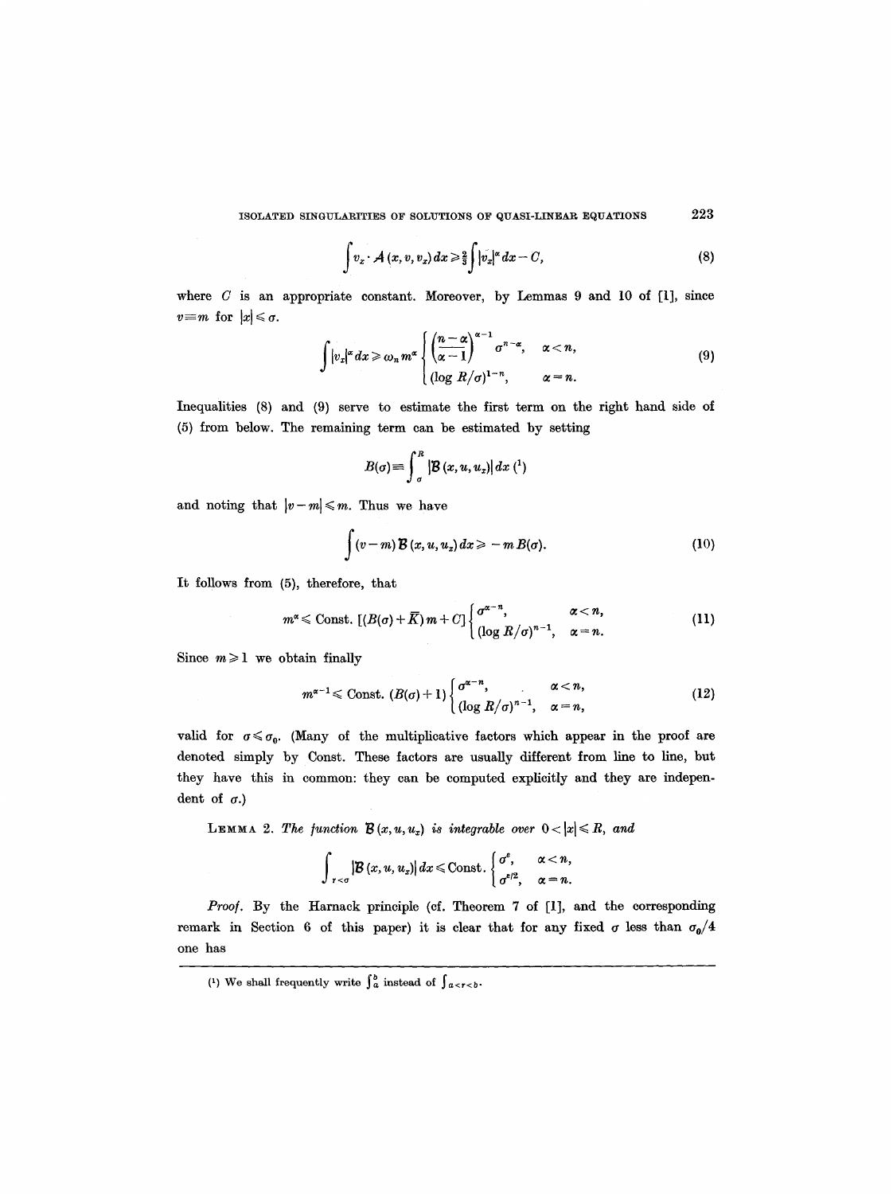$$\int v_x \cdot \mathcal{A}(x, v, v_x)\, dx \geqslant \tfrac{2}{3} \int |v_x|^\alpha dx - C, \tag{8}$$

where $C$ is an appropriate constant. Moreover, by Lemmas 9 and 10 of [1], since $v \equiv m$ for $|x| \leqslant \sigma$.

$$\int |v_x|^\alpha dx \geqslant \omega_n m^\alpha \begin{cases} \left(\dfrac{n-\alpha}{\alpha - 1}\right)^{\alpha - 1} \sigma^{n-\alpha}, & \alpha < n, \\ (\log R/\sigma)^{1-n}, & \alpha = n. \end{cases} \tag{9}$$

Inequalities (8) and (9) serve to estimate the first term on the right hand side of (5) from below. The remaining term can be estimated by setting

$$B(\sigma) \equiv \int_\sigma^R |\mathcal{B}(x, u, u_x)|\, dx \ (^1)$$

and noting that $|v - m| \leqslant m$. Thus we have

$$\int (v - m)\, \mathcal{B}(x, u, u_x)\, dx \geqslant -m B(\sigma). \tag{10}$$

It follows from (5), therefore, that

$$m^\alpha \leqslant \text{Const.}\ [(B(\sigma) + \bar{K})\, m + C] \begin{cases} \sigma^{\alpha - n}, & \alpha < n, \\ (\log R/\sigma)^{n-1}, & \alpha = n. \end{cases} \tag{11}$$

Since $m \geqslant 1$ we obtain finally

$$m^{\alpha - 1} \leqslant \text{Const.}\ (B(\sigma) + 1) \begin{cases} \sigma^{\alpha - n}, & \alpha < n, \\ (\log R/\sigma)^{n-1}, & \alpha = n, \end{cases} \tag{12}$$

valid for $\sigma \leqslant \sigma_0$. (Many of the multiplicative factors which appear in the proof are denoted simply by Const. These factors are usually different from line to line, but they have this in common: they can be computed explicitly and they are independent of $\sigma$.)

LEMMA 2. *The function* $\mathcal{B}(x, u, u_x)$ *is integrable over* $0 < |x| \leqslant R$, *and*

$$\int_{r < \sigma} |\mathcal{B}(x, u, u_x)|\, dx \leqslant \text{Const.} \begin{cases} \sigma^\varepsilon, & \alpha < n, \\ \sigma^{\varepsilon/2}, & \alpha = n. \end{cases}$$

*Proof.* By the Harnack principle (cf. Theorem 7 of [1], and the corresponding remark in Section 6 of this paper) it is clear that for any fixed $\sigma$ less than $\sigma_0/4$ one has

---

(1) We shall frequently write $\int_a^b$ instead of $\int_{a<r<b}$.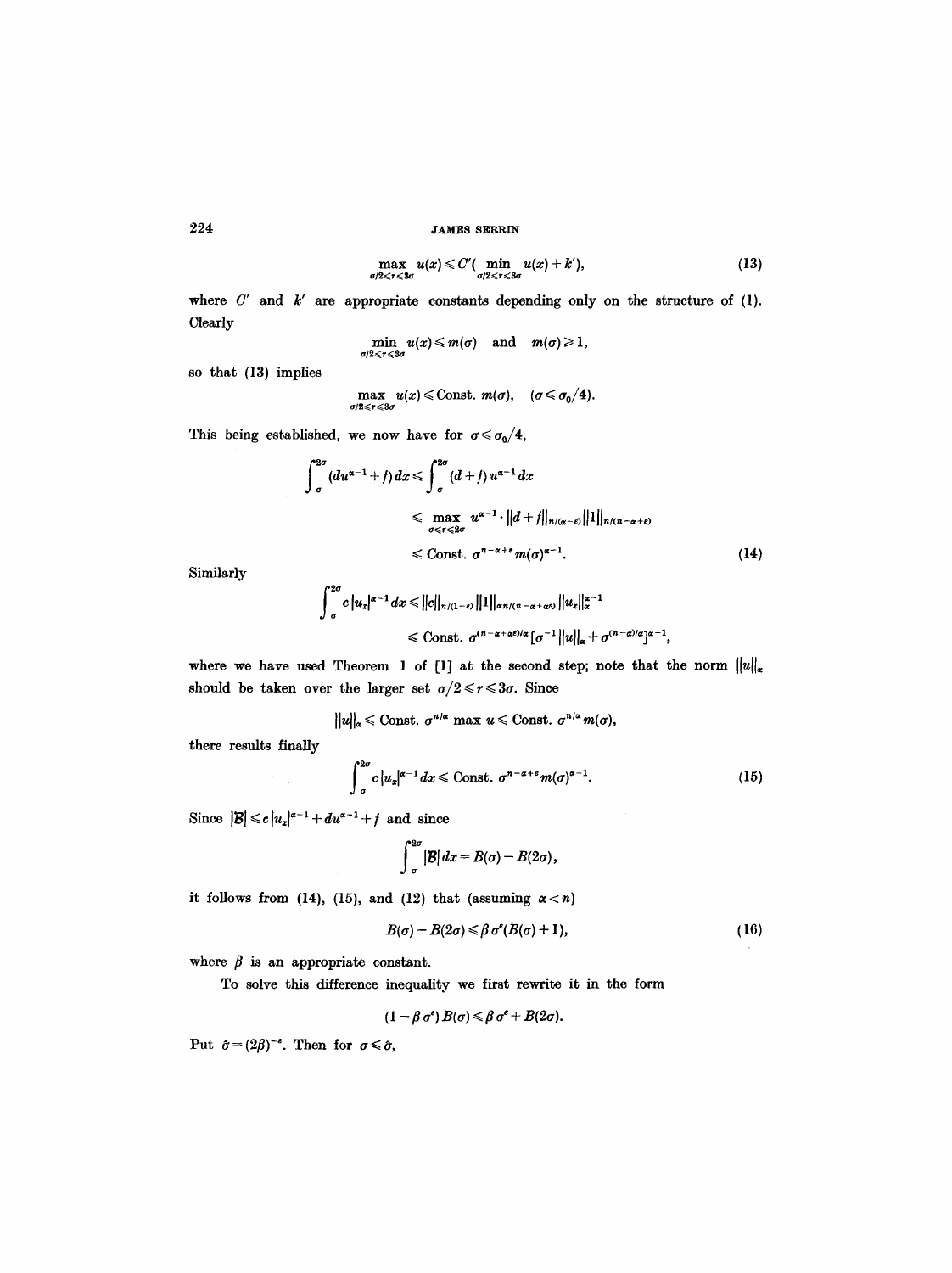$$\max_{\sigma/2 \leq r \leq 3\sigma} u(x) \leqslant C'(\min_{\sigma/2 \leq r \leq 3\sigma} u(x) + k'), \tag{13}$$

where $C'$ and $k'$ are appropriate constants depending only on the structure of (1). Clearly

$$\min_{\sigma/2 \leq r \leq 3\sigma} u(x) \leqslant m(\sigma) \quad \text{and} \quad m(\sigma) \geqslant 1,$$

so that (13) implies

$$\max_{\sigma/2 \leq r \leq 3\sigma} u(x) \leqslant \text{Const. } m(\sigma), \quad (\sigma \leqslant \sigma_0/4).$$

This being established, we now have for $\sigma \leqslant \sigma_0/4$,

$$\begin{aligned}
\int_\sigma^{2\sigma} (du^{\alpha-1} + f)\, dx &\leqslant \int_\sigma^{2\sigma} (d+f)\, u^{\alpha-1} dx \\
&\leqslant \max_{\sigma \leq r \leq 2\sigma} u^{\alpha-1} \cdot \|d+f\|_{n/(\alpha-\varepsilon)} \|1\|_{n/(n-\alpha+\varepsilon)} \\
&\leqslant \text{Const. } \sigma^{n-\alpha+\varepsilon} m(\sigma)^{\alpha-1}.
\end{aligned} \tag{14}$$

Similarly

$$\begin{aligned}
\int_\sigma^{2\sigma} c\, |u_x|^{\alpha-1} dx &\leqslant \|c\|_{n/(1-\varepsilon)} \|1\|_{\alpha n/(n-\alpha+\alpha\varepsilon)} \|u_x\|_\alpha^{\alpha-1} \\
&\leqslant \text{Const. } \sigma^{(n-\alpha+\alpha\varepsilon)/\alpha} [\sigma^{-1} \|u\|_\alpha + \sigma^{(n-\alpha)/\alpha}]^{\alpha-1},
\end{aligned}$$

where we have used Theorem 1 of [1] at the second step; note that the norm $\|u\|_\alpha$ should be taken over the larger set $\sigma/2 \leqslant r \leqslant 3\sigma$. Since

$$\|u\|_\alpha \leqslant \text{Const. } \sigma^{n/\alpha} \max u \leqslant \text{Const. } \sigma^{n/\alpha} m(\sigma),$$

there results finally

$$\int_\sigma^{2\sigma} c\, |u_x|^{\alpha-1} dx \leqslant \text{Const. } \sigma^{n-\alpha+\varepsilon} m(\sigma)^{\alpha-1}. \tag{15}$$

Since $|\mathcal{B}| \leqslant c\,|u_x|^{\alpha-1} + du^{\alpha-1} + f$ and since

$$\int_\sigma^{2\sigma} |\mathcal{B}|\, dx = B(\sigma) - B(2\sigma),$$

it follows from (14), (15), and (12) that (assuming $\alpha < n$)

$$B(\sigma) - B(2\sigma) \leqslant \beta\, \sigma^\varepsilon (B(\sigma) + 1), \tag{16}$$

where $\beta$ is an appropriate constant.

To solve this difference inequality we first rewrite it in the form

$$(1 - \beta\, \sigma^\varepsilon)\, B(\sigma) \leqslant \beta\, \sigma^\varepsilon + B(2\sigma).$$

Put $\hat{\sigma} = (2\beta)^{-\varepsilon}$. Then for $\sigma \leqslant \hat{\sigma}$,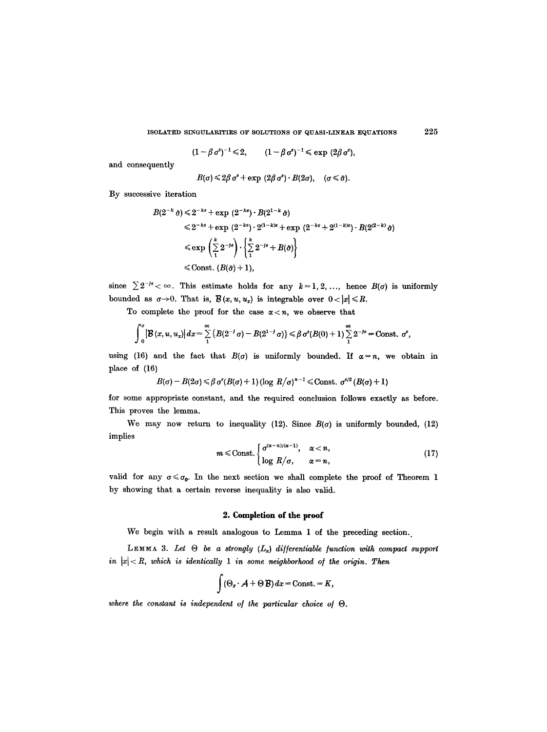$$(1-\beta\sigma^{\varepsilon})^{-1} \leqslant 2, \qquad (1-\beta\sigma^{\varepsilon})^{-1} \leqslant \exp(2\beta\sigma^{\varepsilon}),$$

and consequently

$$B(\sigma) \leqslant 2\beta\sigma^{\varepsilon} + \exp(2\beta\sigma^{\varepsilon}) \cdot B(2\sigma), \quad (\sigma \leqslant \hat{\sigma}).$$

By successive iteration

$$\begin{aligned} B(2^{-k}\hat{\sigma}) &\leqslant 2^{-k\varepsilon} + \exp(2^{-k\varepsilon}) \cdot B(2^{1-k}\hat{\sigma}) \\ &\leqslant 2^{-k\varepsilon} + \exp(2^{-k\varepsilon}) \cdot 2^{(1-k)\varepsilon} + \exp(2^{-k\varepsilon} + 2^{(1-k)\varepsilon}) \cdot B(2^{(2-k)}\hat{\sigma}) \\ &\leqslant \exp\left(\sum_1^k 2^{-j\varepsilon}\right) \cdot \left\{\sum_1^k 2^{-j\varepsilon} + B(\hat{\sigma})\right\} \\ &\leqslant \text{Const.}\,(B(\hat{\sigma}) + 1), \end{aligned}$$

since $\sum 2^{-j\varepsilon} < \infty$. This estimate holds for any $k = 1, 2, \ldots$, hence $B(\sigma)$ is uniformly bounded as $\sigma \to 0$. That is, $\mathcal{B}(x, u, u_x)$ is integrable over $0 < |x| \leqslant R$.

To complete the proof for the case $\alpha < n$, we observe that

$$\int_0^{\sigma} |\mathcal{B}(x, u, u_x)|\, dx = \sum_1^{\infty} \{B(2^{-j}\sigma) - B(2^{1-j}\sigma)\} \leqslant \beta\sigma^{\varepsilon}(B(0) + 1) \sum_1^{\infty} 2^{-j\varepsilon} = \text{Const.}\ \sigma^{\varepsilon},$$

using (16) and the fact that $B(\sigma)$ is uniformly bounded. If $\alpha = n$, we obtain in place of (16)

$$B(\sigma) - B(2\sigma) \leqslant \beta\sigma^{\varepsilon}(B(\sigma) + 1)(\log R/\sigma)^{n-1} \leqslant \text{Const.}\ \sigma^{\varepsilon/2}(B(\sigma) + 1)$$

for some appropriate constant, and the required conclusion follows exactly as before. This proves the lemma.

We may now return to inequality (12). Since $B(\sigma)$ is uniformly bounded, (12) implies

$$m \leqslant \text{Const.} \begin{cases} \sigma^{(\alpha-n)/(\alpha-1)}, & \alpha < n, \\ \log R/\sigma, & \alpha = n, \end{cases} \tag{17}$$

valid for any $\sigma \leqslant \sigma_0$. In the next section we shall complete the proof of Theorem 1 by showing that a certain reverse inequality is also valid.

## 2. Completion of the proof

We begin with a result analogous to Lemma 1 of the preceding section.

LEMMA 3. *Let $\Theta$ be a strongly $(L_{\alpha})$ differentiable function with compact support in $|x| < R$, which is identically 1 in some neighborhood of the origin. Then*

$$\int (\Theta_x \cdot \mathcal{A} + \Theta\,\mathcal{B})\, dx = \text{Const.} = K,$$

*where the constant is independent of the particular choice of $\Theta$.*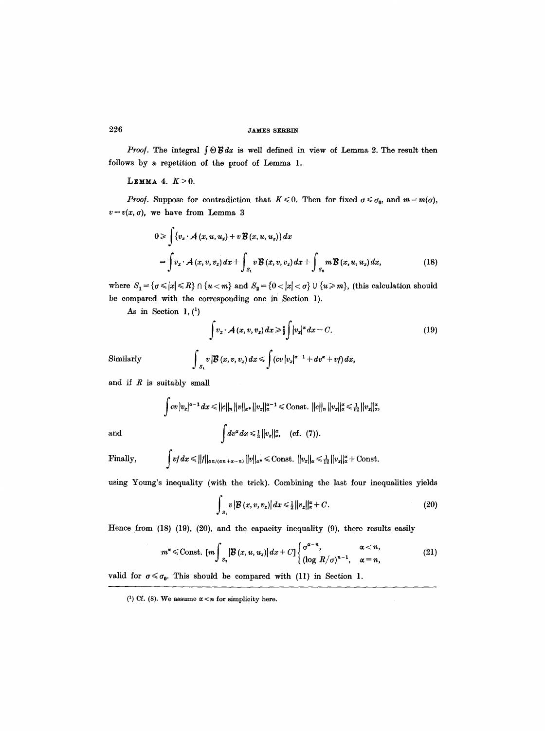*Proof.* The integral $\int \Theta \mathcal{B} dx$ is well defined in view of Lemma 2. The result then follows by a repetition of the proof of Lemma 1.

LEMMA 4. $K > 0$.

*Proof.* Suppose for contradiction that $K \leqslant 0$. Then for fixed $\sigma \leqslant \sigma_0$, and $m = m(\sigma)$, $v = v(x, \sigma)$, we have from Lemma 3

$$0 \geqslant \int \{v_x \cdot \mathcal{A}(x, u, u_x) + v \mathcal{B}(x, u, u_x)\} dx$$
$$= \int v_x \cdot \mathcal{A}(x, v, v_x) dx + \int_{S_1} v \mathcal{B}(x, v, v_x) dx + \int_{S_2} m \mathcal{B}(x, u, u_x) dx, \tag{18}$$

where $S_1 = \{\sigma \leqslant |x| \leqslant R\} \cap \{u < m\}$ and $S_2 = \{0 < |x| < \sigma\} \cup \{u \geqslant m\}$, (this calculation should be compared with the corresponding one in Section 1).

As in Section 1, [1]

$$\int v_x \cdot \mathcal{A}(x, v, v_x) dx \geqslant \tfrac{2}{3} \int |v_x|^\alpha dx - C. \tag{19}$$

Similarly
$$\int_{S_1} v |\mathcal{B}(x, v, v_x)| dx \leqslant \int (cv |v_x|^{\alpha - 1} + dv^\alpha + vf) dx,$$

and if $R$ is suitably small

$$\int cv |v_x|^{\alpha-1} dx \leqslant \|c\|_n \|v\|_{\alpha^*} \|v_x\|_\alpha^{\alpha-1} \leqslant \text{Const.}\ \|c\|_n \|v_x\|_\alpha^\alpha \leqslant \tfrac{1}{12} \|v_x\|_\alpha^\alpha,$$

and
$$\int dv^\alpha dx \leqslant \tfrac{1}{6} \|v_x\|_\alpha^\alpha, \quad \text{(cf. (7))}.$$

Finally,
$$\int vf dx \leqslant \|f\|_{\alpha n/(\alpha n + \alpha - n)} \|v\|_{\alpha^*} \leqslant \text{Const.}\ \|v_x\|_\alpha \leqslant \tfrac{1}{12} \|v_x\|_\alpha^\alpha + \text{Const.}$$

using Young's inequality (with the trick). Combining the last four inequalities yields

$$\int_{S_1} v |\mathcal{B}(x, v, v_x)| dx \leqslant \tfrac{1}{2} \|v_x\|_\alpha^\alpha + C. \tag{20}$$

Hence from (18) (19), (20), and the capacity inequality (9), there results easily

$$m^\alpha \leqslant \text{Const.}\ [m \int_{S_2} |\mathcal{B}(x, u, u_x)| dx + C] \begin{cases} \sigma^{\alpha - n}, & \alpha < n, \\ (\log R/\sigma)^{n-1}, & \alpha = n, \end{cases} \tag{21}$$

valid for $\sigma \leqslant \sigma_0$. This should be compared with (11) in Section 1.

---

[1] Cf. (8). We assume $\alpha < n$ for simplicity here.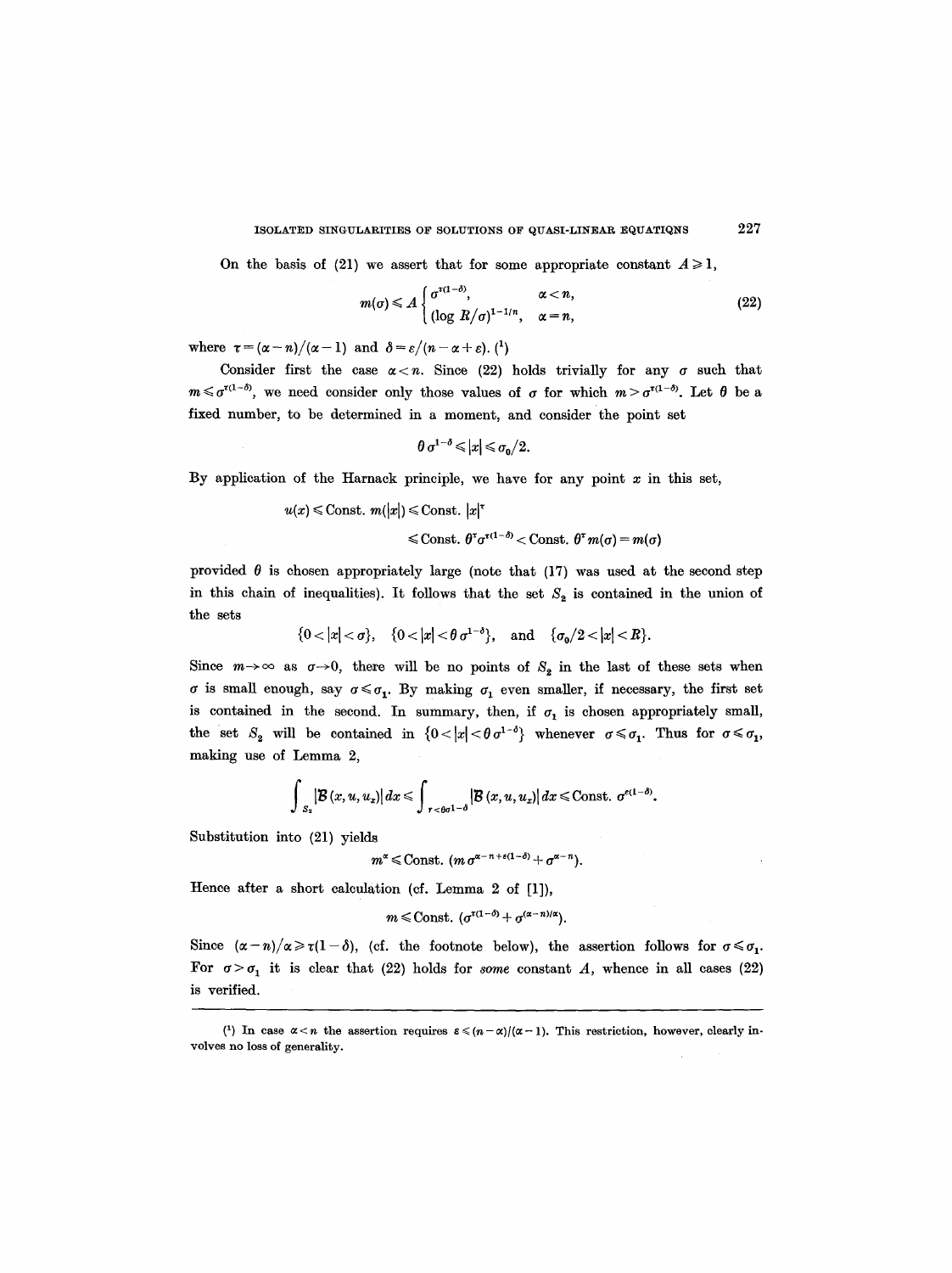On the basis of (21) we assert that for some appropriate constant $A \geqslant 1$,

$$m(\sigma) \leqslant A \begin{cases} \sigma^{\tau(1-\delta)}, & \alpha < n, \\ (\log R/\sigma)^{1-1/n}, & \alpha = n, \end{cases} \tag{22}$$

where $\tau = (\alpha - n)/(\alpha - 1)$ and $\delta = \varepsilon/(n - \alpha + \varepsilon)$. [1]

Consider first the case $\alpha < n$. Since (22) holds trivially for any $\sigma$ such that $m \leqslant \sigma^{\tau(1-\delta)}$, we need consider only those values of $\sigma$ for which $m > \sigma^{\tau(1-\delta)}$. Let $\theta$ be a fixed number, to be determined in a moment, and consider the point set

$$\theta \sigma^{1-\delta} \leqslant |x| \leqslant \sigma_0/2.$$

By application of the Harnack principle, we have for any point $x$ in this set,

$$u(x) \leqslant \text{Const. } m(|x|) \leqslant \text{Const. } |x|^\tau$$
$$\leqslant \text{Const. } \theta^\tau \sigma^{\tau(1-\delta)} < \text{Const. } \theta^\tau m(\sigma) = m(\sigma)$$

provided $\theta$ is chosen appropriately large (note that (17) was used at the second step in this chain of inequalities). It follows that the set $S_2$ is contained in the union of the sets

$$\{0 < |x| < \sigma\}, \quad \{0 < |x| < \theta \sigma^{1-\delta}\}, \quad \text{and} \quad \{\sigma_0/2 < |x| < R\}.$$

Since $m \to \infty$ as $\sigma \to 0$, there will be no points of $S_2$ in the last of these sets when $\sigma$ is small enough, say $\sigma \leqslant \sigma_1$. By making $\sigma_1$ even smaller, if necessary, the first set is contained in the second. In summary, then, if $\sigma_1$ is chosen appropriately small, the set $S_2$ will be contained in $\{0 < |x| < \theta \sigma^{1-\delta}\}$ whenever $\sigma \leqslant \sigma_1$. Thus for $\sigma \leqslant \sigma_1$, making use of Lemma 2,

$$\int_{S_2} |\mathcal{B}(x, u, u_x)|\, dx \leqslant \int_{r < \theta\sigma^{1-\delta}} |\mathcal{B}(x, u, u_x)|\, dx \leqslant \text{Const. } \sigma^{\varepsilon(1-\delta)}.$$

Substitution into (21) yields

$$m^\alpha \leqslant \text{Const. } (m \sigma^{\alpha - n + \varepsilon(1-\delta)} + \sigma^{\alpha - n}).$$

Hence after a short calculation (cf. Lemma 2 of [1]),

$$m \leqslant \text{Const. } (\sigma^{\tau(1-\delta)} + \sigma^{(\alpha - n)/\alpha}).$$

Since $(\alpha - n)/\alpha \geqslant \tau(1 - \delta)$, (cf. the footnote below), the assertion follows for $\sigma \leqslant \sigma_1$. For $\sigma > \sigma_1$ it is clear that (22) holds for *some* constant $A$, whence in all cases (22) is verified.

---

[1] In case $\alpha < n$ the assertion requires $\varepsilon \leqslant (n - \alpha)/(\alpha - 1)$. This restriction, however, clearly involves no loss of generality.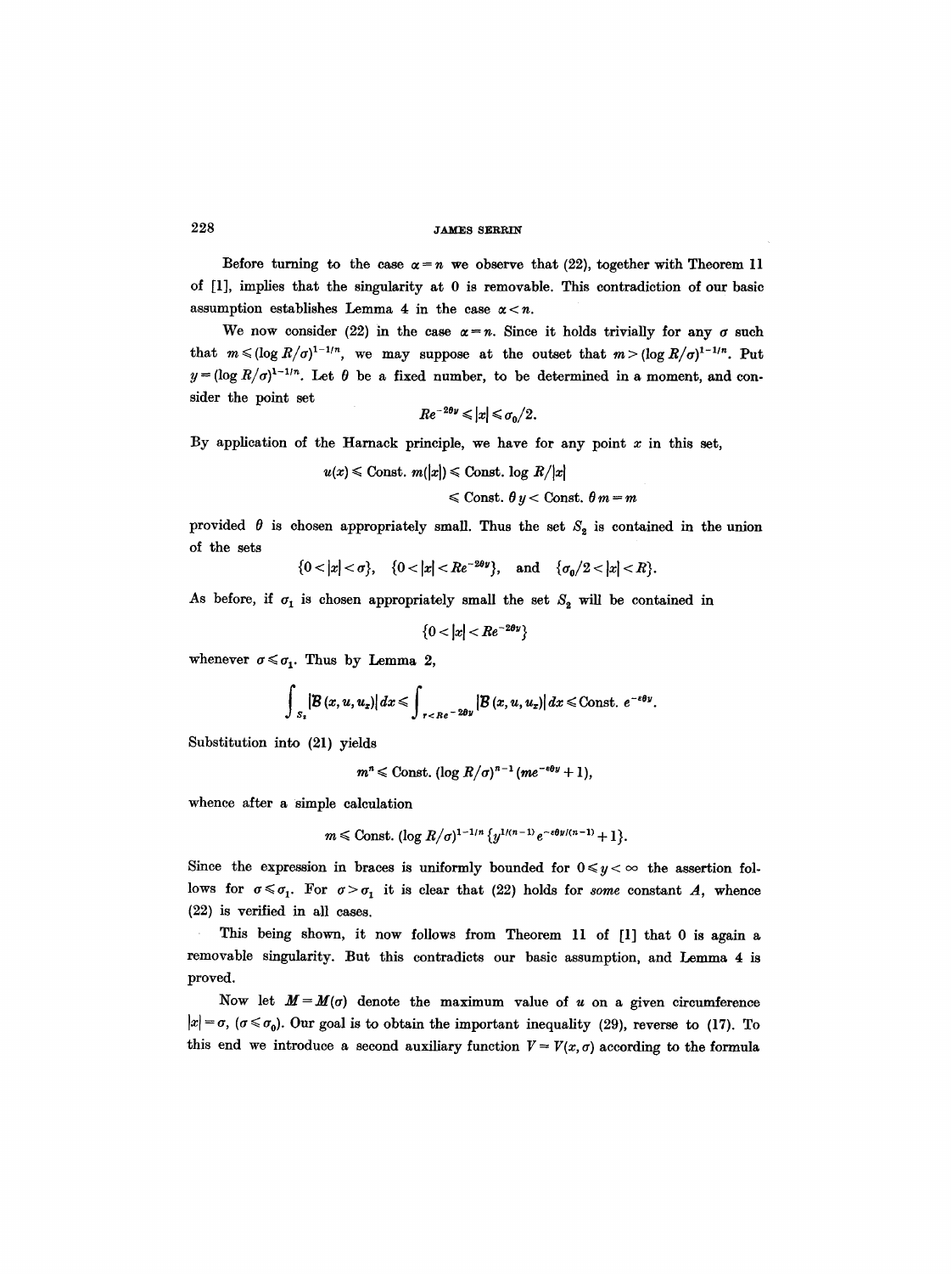Before turning to the case $\alpha = n$ we observe that (22), together with Theorem 11 of [1], implies that the singularity at 0 is removable. This contradiction of our basic assumption establishes Lemma 4 in the case $\alpha < n$.

We now consider (22) in the case $\alpha = n$. Since it holds trivially for any $\sigma$ such that $m \leqslant (\log R/\sigma)^{1-1/n}$, we may suppose at the outset that $m > (\log R/\sigma)^{1-1/n}$. Put $y = (\log R/\sigma)^{1-1/n}$. Let $\theta$ be a fixed number, to be determined in a moment, and consider the point set

$$Re^{-2\theta y} \leqslant |x| \leqslant \sigma_0/2.$$

By application of the Harnack principle, we have for any point $x$ in this set,

$$u(x) \leqslant \text{Const. } m(|x|) \leqslant \text{Const. } \log R/|x|$$
$$\leqslant \text{Const. } \theta y < \text{Const. } \theta m = m$$

provided $\theta$ is chosen appropriately small. Thus the set $S_2$ is contained in the union of the sets

$$\{0 < |x| < \sigma\}, \quad \{0 < |x| < Re^{-2\theta y}\}, \quad \text{and} \quad \{\sigma_0/2 < |x| < R\}.$$

As before, if $\sigma_1$ is chosen appropriately small the set $S_2$ will be contained in

$$\{0 < |x| < Re^{-2\theta y}\}$$

whenever $\sigma \leqslant \sigma_1$. Thus by Lemma 2,

$$\int_{S_2} |\mathcal{B}(x, u, u_x)|\, dx \leqslant \int_{r < Re^{-2\theta y}} |\mathcal{B}(x, u, u_x)|\, dx \leqslant \text{Const. } e^{-\varepsilon\theta y}.$$

Substitution into (21) yields

$$m^n \leqslant \text{Const. } (\log R/\sigma)^{n-1}(me^{-\varepsilon\theta y} + 1),$$

whence after a simple calculation

$$m \leqslant \text{Const. } (\log R/\sigma)^{1-1/n}\{y^{1/(n-1)}e^{-\varepsilon\theta y/(n-1)} + 1\}.$$

Since the expression in braces is uniformly bounded for $0 \leqslant y < \infty$ the assertion follows for $\sigma \leqslant \sigma_1$. For $\sigma > \sigma_1$ it is clear that (22) holds for *some* constant $A$, whence (22) is verified in all cases.

This being shown, it now follows from Theorem 11 of [1] that 0 is again a removable singularity. But this contradicts our basic assumption, and Lemma 4 is proved.

Now let $M = M(\sigma)$ denote the maximum value of $u$ on a given circumference $|x| = \sigma$, $(\sigma \leqslant \sigma_0)$. Our goal is to obtain the important inequality (29), reverse to (17). To this end we introduce a second auxiliary function $V = V(x, \sigma)$ according to the formula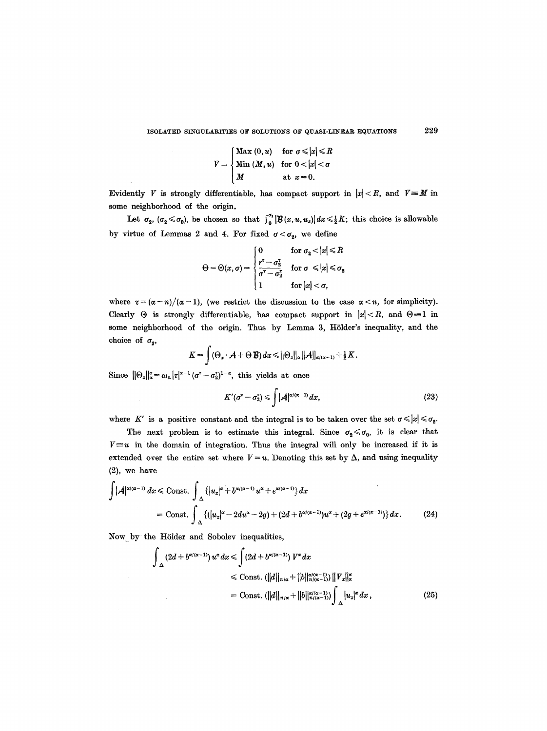$$V = \begin{cases} \text{Max}\,(0, u) & \text{for } \sigma \leqslant |x| \leqslant R \\ \text{Min}\,(M, u) & \text{for } 0 < |x| < \sigma \\ M & \text{at } x = 0. \end{cases}$$

Evidently $V$ is strongly differentiable, has compact support in $|x| < R$, and $V \equiv M$ in some neighborhood of the origin.

Let $\sigma_2$, $(\sigma_2 \leqslant \sigma_0)$, be chosen so that $\int_0^{\sigma_2} |\mathcal{B}(x, u, u_x)|\, dx \leqslant \frac{1}{2} K$; this choice is allowable by virtue of Lemmas 2 and 4. For fixed $\sigma < \sigma_2$, we define

$$\Theta = \Theta(x, \sigma) = \begin{cases} 0 & \text{for } \sigma_2 < |x| \leqslant R \\ \dfrac{r^\tau - \sigma_2^\tau}{\sigma^\tau - \sigma_2^\tau} & \text{for } \sigma \leqslant |x| \leqslant \sigma_2 \\ 1 & \text{for } |x| < \sigma, \end{cases}$$

where $\tau = (\alpha - n)/(\alpha - 1)$, (we restrict the discussion to the case $\alpha < n$, for simplicity). Clearly $\Theta$ is strongly differentiable, has compact support in $|x| < R$, and $\Theta \equiv 1$ in some neighborhood of the origin. Thus by Lemma 3, Hölder's inequality, and the choice of $\sigma_2$,

$$K = \int (\Theta_x \cdot \mathcal{A} + \Theta\, \mathcal{B})\, dx \leqslant \|\Theta_x\|_\alpha \|\mathcal{A}\|_{\alpha/(\alpha-1)} + \tfrac{1}{2} K.$$

Since $\|\Theta_x\|_\alpha^\alpha = \omega_n |\tau|^{\alpha-1} (\sigma^\tau - \sigma_2^\tau)^{1-\alpha}$, this yields at once

$$K'(\sigma^\tau - \sigma_2^\tau) \leqslant \int |\mathcal{A}|^{\alpha/(\alpha-1)} dx, \tag{23}$$

where $K'$ is a positive constant and the integral is to be taken over the set $\sigma \leqslant |x| \leqslant \sigma_2$.

The next problem is to estimate this integral. Since $\sigma_2 \leqslant \sigma_0$, it is clear that $V \equiv u$ in the domain of integration. Thus the integral will only be increased if it is extended over the entire set where $V = u$. Denoting this set by $\Delta$, and using inequality (2), we have

$$\begin{aligned} \int |\mathcal{A}|^{\alpha/(\alpha-1)} dx &\leqslant \text{Const.} \int_\Delta \{|u_x|^\alpha + b^{\alpha/(\alpha-1)} u^\alpha + e^{\alpha/(\alpha-1)}\}\, dx \\ &= \text{Const.} \int_\Delta \{(|u_x|^\alpha - 2du^\alpha - 2g) + (2d + b^{\alpha/(\alpha-1)}) u^\alpha + (2g + e^{\alpha/(\alpha-1)})\}\, dx. \end{aligned} \tag{24}$$

Now by the Hölder and Sobolev inequalities,

$$\begin{aligned} \int_\Delta (2d + b^{\alpha/(\alpha-1)}) u^\alpha dx &\leqslant \int (2d + b^{\alpha/(\alpha-1)})\, V^\alpha dx \\ &\leqslant \text{Const.}\, (\|d\|_{n/\alpha} + \|b\|_{n/(\alpha-1)}^{\alpha/(\alpha-1)})\, \|V_x\|_\alpha^\alpha \\ &= \text{Const.}\, (\|d\|_{n/\alpha} + \|b\|_{n/(\alpha-1)}^{\alpha/(\alpha-1)}) \int_\Delta |u_x|^\alpha dx, \end{aligned} \tag{25}$$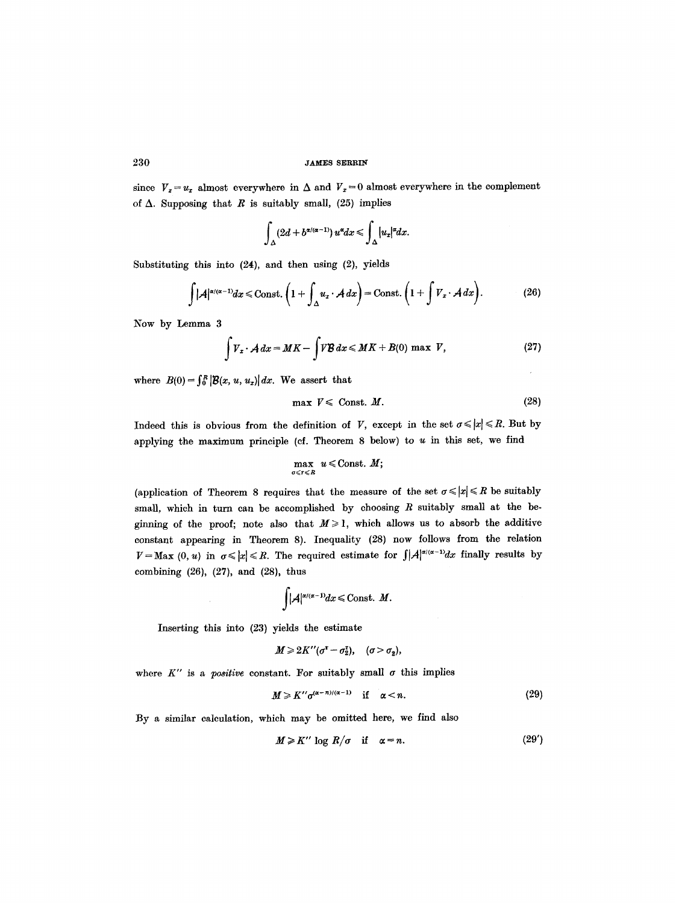since $V_x = u_x$ almost everywhere in $\Delta$ and $V_x = 0$ almost everywhere in the complement of $\Delta$. Supposing that $R$ is suitably small, (25) implies

$$\int_\Delta (2d + b^{\alpha/(\alpha-1)})\, u^\alpha dx \leqslant \int_\Delta |u_x|^\alpha dx.$$

Substituting this into (24), and then using (2), yields

$$\int |\mathcal{A}|^{\alpha/(\alpha-1)} dx \leqslant \text{Const.}\left(1 + \int_\Delta u_x \cdot \mathcal{A}\, dx\right) = \text{Const.}\left(1 + \int V_x \cdot \mathcal{A}\, dx\right). \tag{26}$$

Now by Lemma 3

$$\int V_x \cdot \mathcal{A}\, dx = MK - \int V \mathcal{B}\, dx \leqslant MK + B(0) \max V, \tag{27}$$

where $B(0) = \int_0^R |\mathcal{B}(x, u, u_x)|\, dx$. We assert that

$$\max V \leqslant \text{Const. } M. \tag{28}$$

Indeed this is obvious from the definition of $V$, except in the set $\sigma \leqslant |x| \leqslant R$. But by applying the maximum principle (cf. Theorem 8 below) to $u$ in this set, we find

$$\max_{\sigma \leqslant r \leqslant R} u \leqslant \text{Const. } M;$$

(application of Theorem 8 requires that the measure of the set $\sigma \leqslant |x| \leqslant R$ be suitably small, which in turn can be accomplished by choosing $R$ suitably small at the beginning of the proof; note also that $M \geqslant 1$, which allows us to absorb the additive constant appearing in Theorem 8). Inequality (28) now follows from the relation $V = \text{Max}(0, u)$ in $\sigma \leqslant |x| \leqslant R$. The required estimate for $\int |\mathcal{A}|^{\alpha/(\alpha-1)} dx$ finally results by combining (26), (27), and (28), thus

$$\int |\mathcal{A}|^{\alpha/(\alpha-1)} dx \leqslant \text{Const. } M.$$

Inserting this into (23) yields the estimate

$$M \geqslant 2K''(\sigma^\tau - \sigma_2^\tau), \quad (\sigma > \sigma_2),$$

where $K''$ is a *positive* constant. For suitably small $\sigma$ this implies

$$M \geqslant K'' \sigma^{(\alpha-n)/(\alpha-1)} \quad \text{if} \quad \alpha < n. \tag{29}$$

By a similar calculation, which may be omitted here, we find also

$$M \geqslant K'' \log R/\sigma \quad \text{if} \quad \alpha = n. \tag{29'}$$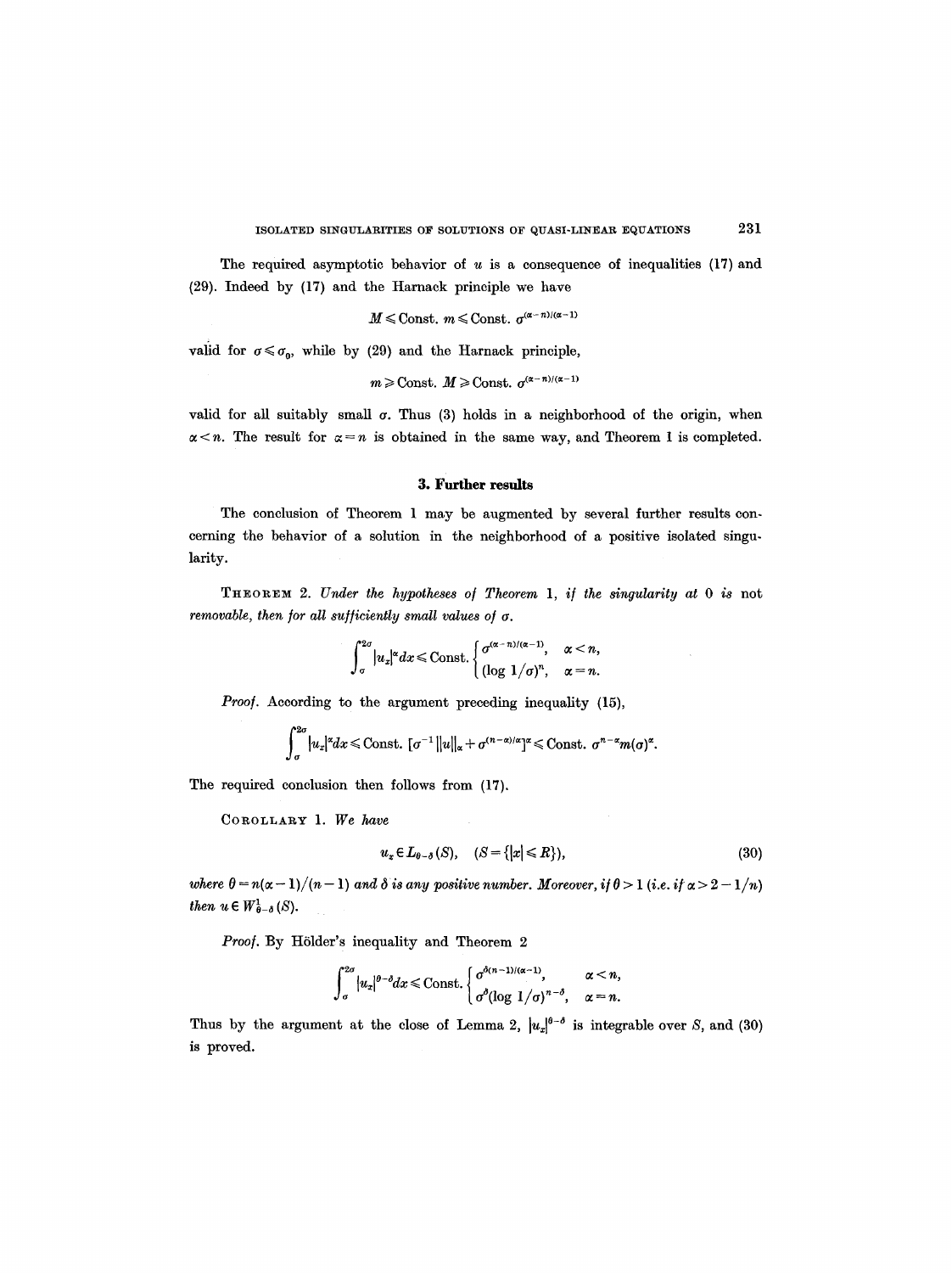The required asymptotic behavior of $u$ is a consequence of inequalities (17) and (29). Indeed by (17) and the Harnack principle we have

$$M \leqslant \text{Const. } m \leqslant \text{Const. } \sigma^{(\alpha-n)/(\alpha-1)}$$

valid for $\sigma \leqslant \sigma_0$, while by (29) and the Harnack principle,

$$m \geqslant \text{Const. } M \geqslant \text{Const. } \sigma^{(\alpha-n)/(\alpha-1)}$$

valid for all suitably small $\sigma$. Thus (3) holds in a neighborhood of the origin, when $\alpha < n$. The result for $\alpha = n$ is obtained in the same way, and Theorem 1 is completed.

## 3. Further results

The conclusion of Theorem 1 may be augmented by several further results concerning the behavior of a solution in the neighborhood of a positive isolated singularity.

THEOREM 2. *Under the hypotheses of Theorem 1, if the singularity at 0 is* not *removable, then for all sufficiently small values of $\sigma$.*

$$\int_\sigma^{2\sigma} |u_x|^\alpha dx \leqslant \text{Const.} \begin{cases} \sigma^{(\alpha-n)/(\alpha-1)}, & \alpha < n, \\ (\log 1/\sigma)^n, & \alpha = n. \end{cases}$$

*Proof.* According to the argument preceding inequality (15),

$$\int_\sigma^{2\sigma} |u_x|^\alpha dx \leqslant \text{Const. } [\sigma^{-1}\|u\|_\alpha + \sigma^{(n-\alpha)/\alpha}]^\alpha \leqslant \text{Const. } \sigma^{n-\alpha} m(\sigma)^\alpha.$$

The required conclusion then follows from (17).

COROLLARY 1. *We have*

$$u_x \in L_{\theta-\delta}(S), \quad (S = \{|x| \leqslant R\}), \tag{30}$$

*where $\theta = n(\alpha-1)/(n-1)$ and $\delta$ is any positive number. Moreover, if $\theta > 1$ (i.e. if $\alpha > 2 - 1/n$) then $u \in W^1_{\theta-\delta}(S)$.*

*Proof.* By Hölder's inequality and Theorem 2

$$\int_\sigma^{2\sigma} |u_x|^{\theta-\delta} dx \leqslant \text{Const.} \begin{cases} \sigma^{\delta(n-1)/(\alpha-1)}, & \alpha < n, \\ \sigma^\delta (\log 1/\sigma)^{n-\delta}, & \alpha = n. \end{cases}$$

Thus by the argument at the close of Lemma 2, $|u_x|^{\theta-\delta}$ is integrable over $S$, and (30) is proved.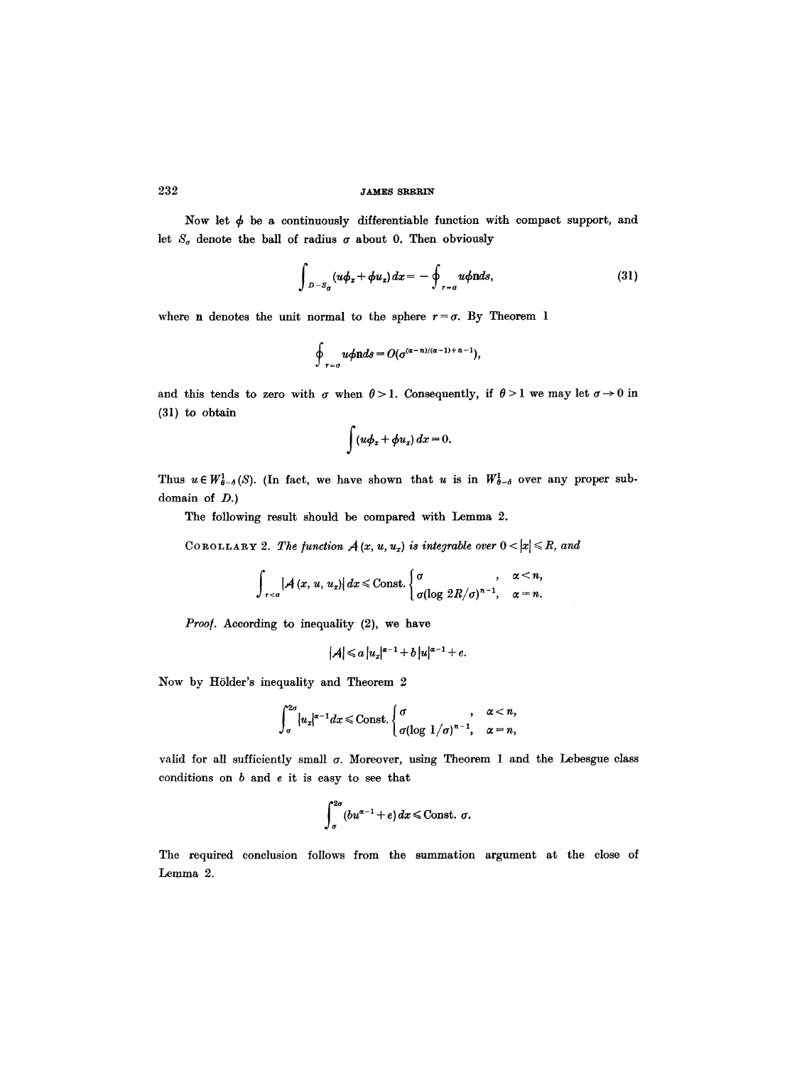Now let $\phi$ be a continuously differentiable function with compact support, and let $S_\sigma$ denote the ball of radius $\sigma$ about 0. Then obviously

$$\int_{D-S_\sigma} (u\phi_x + \phi u_x)\, dx = -\oint_{r=\sigma} u\phi \mathbf{n} ds, \tag{31}$$

where $\mathbf{n}$ denotes the unit normal to the sphere $r=\sigma$. By Theorem 1

$$\oint_{r=\sigma} u\phi \mathbf{n} ds = O(\sigma^{(\alpha-n)/(\alpha-1)+n-1}),$$

and this tends to zero with $\sigma$ when $\theta > 1$. Consequently, if $\theta > 1$ we may let $\sigma \to 0$ in (31) to obtain

$$\int (u\phi_x + \phi u_x)\, dx = 0.$$

Thus $u \in W^1_{\theta-\delta}(S)$. (In fact, we have shown that $u$ is in $W^1_{\theta-\delta}$ over any proper subdomain of $D$.)

The following result should be compared with Lemma 2.

COROLLARY 2. *The function $\mathcal{A}(x, u, u_x)$ is integrable over $0 < |x| \leqslant R$, and*

$$\int_{r<\sigma} |\mathcal{A}(x, u, u_x)|\, dx \leqslant \text{Const.} \begin{cases} \sigma & , \quad \alpha < n, \\ \sigma(\log 2R/\sigma)^{n-1}, & \alpha = n. \end{cases}$$

*Proof.* According to inequality (2), we have

$$|\mathcal{A}| \leqslant a|u_x|^{\alpha-1} + b|u|^{\alpha-1} + e.$$

Now by Hölder's inequality and Theorem 2

$$\int_\sigma^{2\sigma} |u_x|^{\alpha-1} dx \leqslant \text{Const.} \begin{cases} \sigma & , \quad \alpha < n, \\ \sigma(\log 1/\sigma)^{n-1}, & \alpha = n, \end{cases}$$

valid for all sufficiently small $\sigma$. Moreover, using Theorem 1 and the Lebesgue class conditions on $b$ and $e$ it is easy to see that

$$\int_\sigma^{2\sigma} (bu^{\alpha-1} + e)\, dx \leqslant \text{Const. } \sigma.$$

The required conclusion follows from the summation argument at the close of Lemma 2.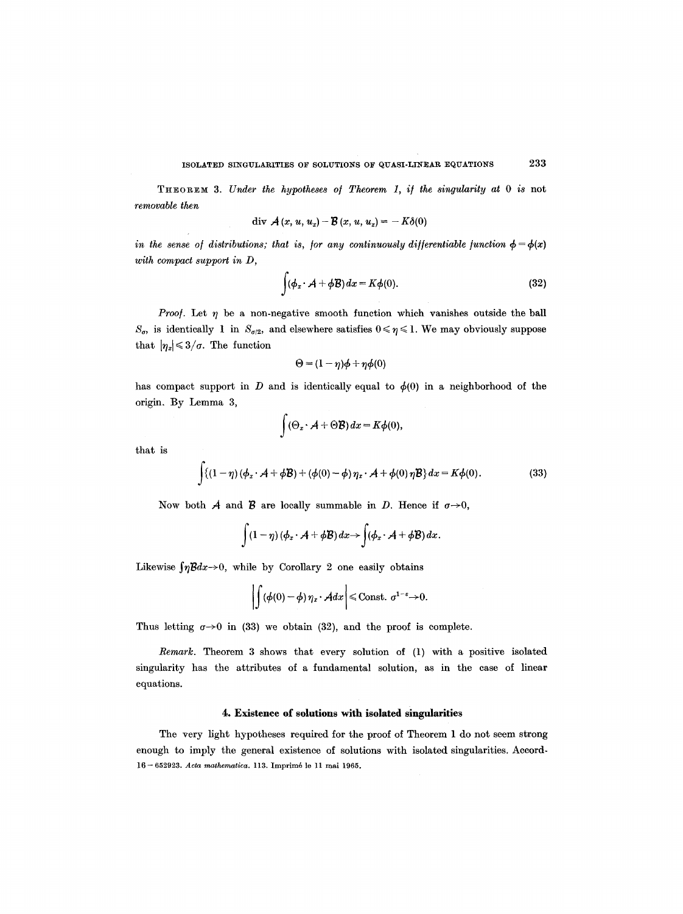**Theorem 3.** *Under the hypotheses of Theorem 1, if the singularity at 0 is* not *removable then*

$$\operatorname{div} \mathcal{A}(x, u, u_x) - \mathcal{B}(x, u, u_x) = -K\delta(0)$$

*in the sense of distributions; that is, for any continuously differentiable function $\phi = \phi(x)$ with compact support in $D$,*

$$\int (\phi_x \cdot \mathcal{A} + \phi \mathcal{B})\, dx = K\phi(0). \tag{32}$$

*Proof.* Let $\eta$ be a non-negative smooth function which vanishes outside the ball $S_\sigma$, is identically 1 in $S_{\sigma/2}$, and elsewhere satisfies $0 \leqslant \eta \leqslant 1$. We may obviously suppose that $|\eta_x| \leqslant 3/\sigma$. The function

$$\Theta = (1-\eta)\phi + \eta\phi(0)$$

has compact support in $D$ and is identically equal to $\phi(0)$ in a neighborhood of the origin. By Lemma 3,

$$\int (\Theta_x \cdot \mathcal{A} + \Theta \mathcal{B})\, dx = K\phi(0),$$

that is

$$\int \{(1-\eta)(\phi_x \cdot \mathcal{A} + \phi\mathcal{B}) + (\phi(0) - \phi)\eta_x \cdot \mathcal{A} + \phi(0)\eta\mathcal{B}\}\, dx = K\phi(0). \tag{33}$$

Now both $\mathcal{A}$ and $\mathcal{B}$ are locally summable in $D$. Hence if $\sigma \to 0$,

$$\int (1-\eta)(\phi_x \cdot \mathcal{A} + \phi\mathcal{B})\, dx \to \int (\phi_x \cdot \mathcal{A} + \phi\mathcal{B})\, dx.$$

Likewise $\int \eta\mathcal{B}\, dx \to 0$, while by Corollary 2 one easily obtains

$$\left| \int (\phi(0) - \phi)\eta_x \cdot \mathcal{A} dx \right| \leqslant \text{Const. } \sigma^{1-\varepsilon} \to 0.$$

Thus letting $\sigma \to 0$ in (33) we obtain (32), and the proof is complete.

*Remark.* Theorem 3 shows that every solution of (1) with a positive isolated singularity has the attributes of a fundamental solution, as in the case of linear equations.

## 4. Existence of solutions with isolated singularities

The very light hypotheses required for the proof of Theorem 1 do not seem strong enough to imply the general existence of solutions with isolated singularities. Accord-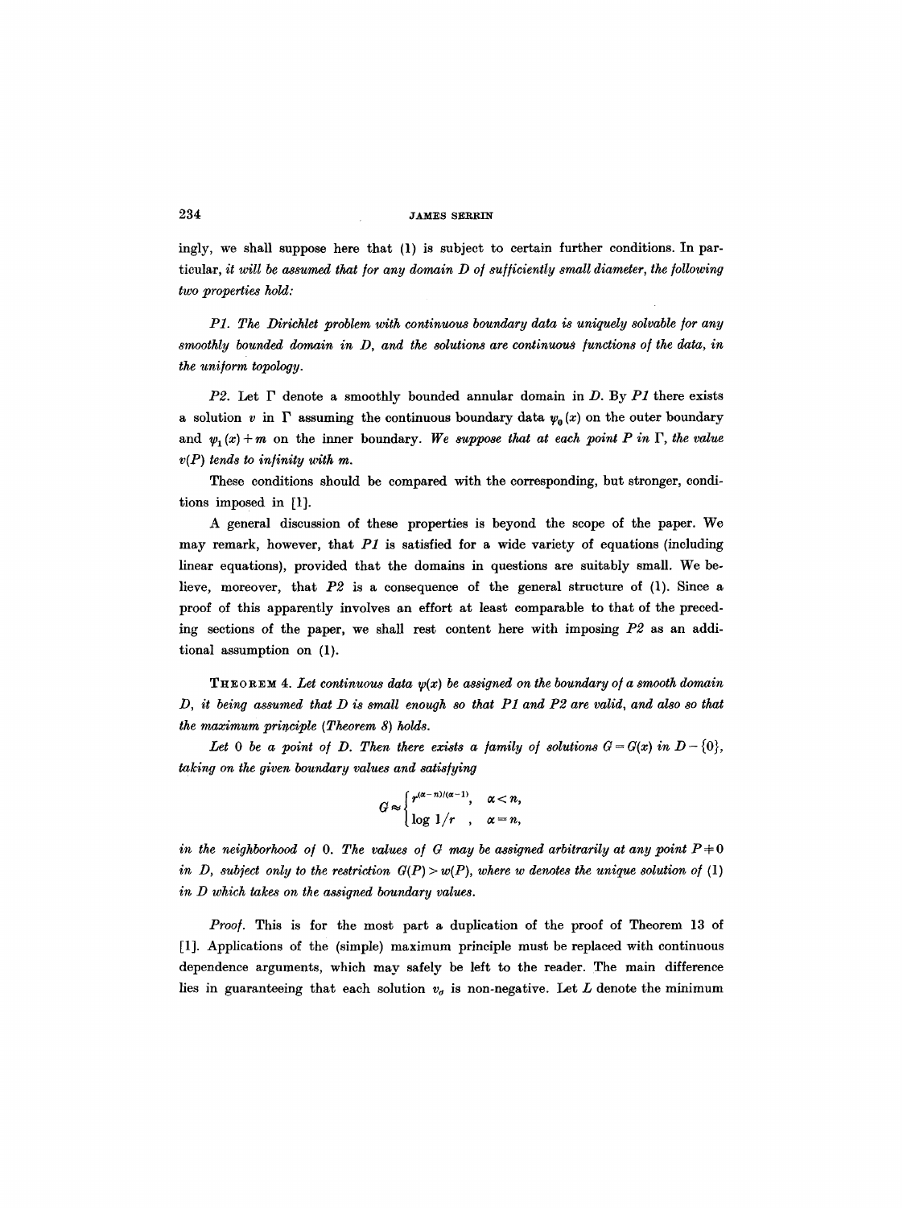ingly, we shall suppose here that (1) is subject to certain further conditions. In particular, *it will be assumed that for any domain $D$ of sufficiently small diameter, the following two properties hold:*

*P1. The Dirichlet problem with continuous boundary data is uniquely solvable for any smoothly bounded domain in $D$, and the solutions are continuous functions of the data, in the uniform topology.*

*P2.* Let $\Gamma$ denote a smoothly bounded annular domain in $D$. By *P1* there exists a solution $v$ in $\Gamma$ assuming the continuous boundary data $\psi_0(x)$ on the outer boundary and $\psi_1(x)+m$ on the inner boundary. *We suppose that at each point $P$ in $\Gamma$, the value $v(P)$ tends to infinity with $m$.*

These conditions should be compared with the corresponding, but stronger, conditions imposed in [1].

A general discussion of these properties is beyond the scope of the paper. We may remark, however, that *P1* is satisfied for a wide variety of equations (including linear equations), provided that the domains in questions are suitably small. We believe, moreover, that *P2* is a consequence of the general structure of (1). Since a proof of this apparently involves an effort at least comparable to that of the preceding sections of the paper, we shall rest content here with imposing *P2* as an additional assumption on (1).

THEOREM 4. *Let continuous data $\psi(x)$ be assigned on the boundary of a smooth domain $D$, it being assumed that $D$ is small enough so that P1 and P2 are valid, and also so that the maximum principle (Theorem 8) holds.*

*Let 0 be a point of $D$. Then there exists a family of solutions $G = G(x)$ in $D - \{0\}$, taking on the given boundary values and satisfying*

$$G \approx \begin{cases} r^{(\alpha-n)/(\alpha-1)}, & \alpha < n, \\ \log 1/r, & \alpha = n, \end{cases}$$

*in the neighborhood of 0. The values of $G$ may be assigned arbitrarily at any point $P \neq 0$ in $D$, subject only to the restriction $G(P) > w(P)$, where $w$ denotes the unique solution of (1) in $D$ which takes on the assigned boundary values.*

*Proof.* This is for the most part a duplication of the proof of Theorem 13 of [1]. Applications of the (simple) maximum principle must be replaced with continuous dependence arguments, which may safely be left to the reader. The main difference lies in guaranteeing that each solution $v_\sigma$ is non-negative. Let $L$ denote the minimum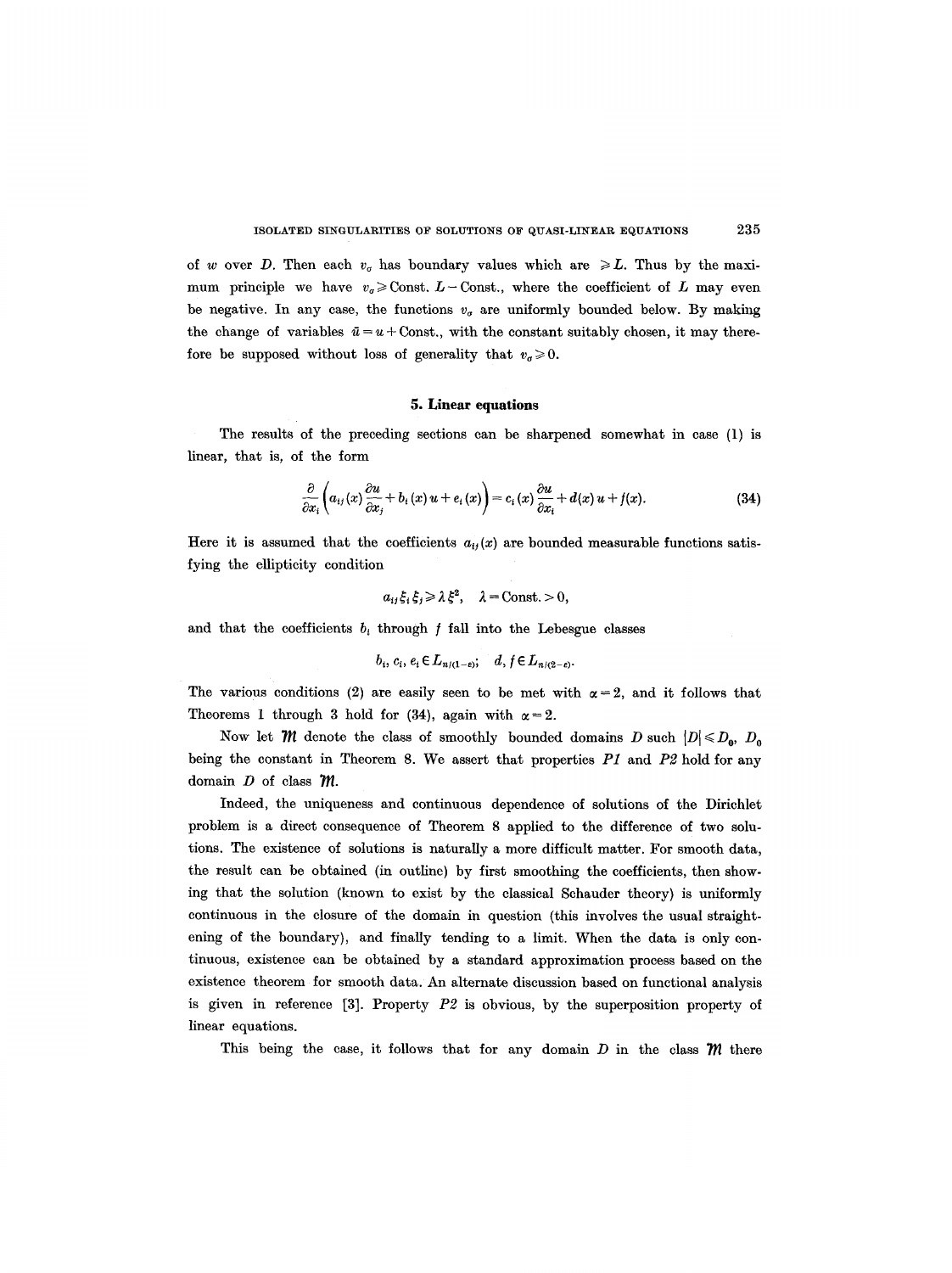of $w$ over $D$. Then each $v_\sigma$ has boundary values which are $\geqslant L$. Thus by the maximum principle we have $v_\sigma \geqslant \text{Const. } L - \text{Const.}$, where the coefficient of $L$ may even be negative. In any case, the functions $v_\sigma$ are uniformly bounded below. By making the change of variables $\bar{u} = u + \text{Const.}$, with the constant suitably chosen, it may therefore be supposed without loss of generality that $v_\sigma \geqslant 0$.

## 5. Linear equations

The results of the preceding sections can be sharpened somewhat in case (1) is linear, that is, of the form

$$\frac{\partial}{\partial x_i}\left(a_{ij}(x)\frac{\partial u}{\partial x_j} + b_i(x)\,u + e_i(x)\right) = c_i(x)\frac{\partial u}{\partial x_i} + d(x)\,u + f(x). \tag{34}$$

Here it is assumed that the coefficients $a_{ij}(x)$ are bounded measurable functions satisfying the ellipticity condition

$$a_{ij}\xi_i\xi_j \geqslant \lambda\,\xi^2, \quad \lambda = \text{Const.} > 0,$$

and that the coefficients $b_i$ through $f$ fall into the Lebesgue classes

$$b_i,\, c_i,\, e_i \in L_{n/(1-\varepsilon)}; \quad d, f \in L_{n/(2-\varepsilon)}.$$

The various conditions (2) are easily seen to be met with $\alpha = 2$, and it follows that Theorems 1 through 3 hold for (34), again with $\alpha = 2$.

Now let $\mathfrak{M}$ denote the class of smoothly bounded domains $D$ such $|D| \leqslant D_0$, $D_0$ being the constant in Theorem 8. We assert that properties *P1* and *P2* hold for any domain $D$ of class $\mathfrak{M}$.

Indeed, the uniqueness and continuous dependence of solutions of the Dirichlet problem is a direct consequence of Theorem 8 applied to the difference of two solutions. The existence of solutions is naturally a more difficult matter. For smooth data, the result can be obtained (in outline) by first smoothing the coefficients, then showing that the solution (known to exist by the classical Schauder theory) is uniformly continuous in the closure of the domain in question (this involves the usual straightening of the boundary), and finally tending to a limit. When the data is only continuous, existence can be obtained by a standard approximation process based on the existence theorem for smooth data. An alternate discussion based on functional analysis is given in reference [3]. Property *P2* is obvious, by the superposition property of linear equations.

This being the case, it follows that for any domain $D$ in the class $\mathfrak{M}$ there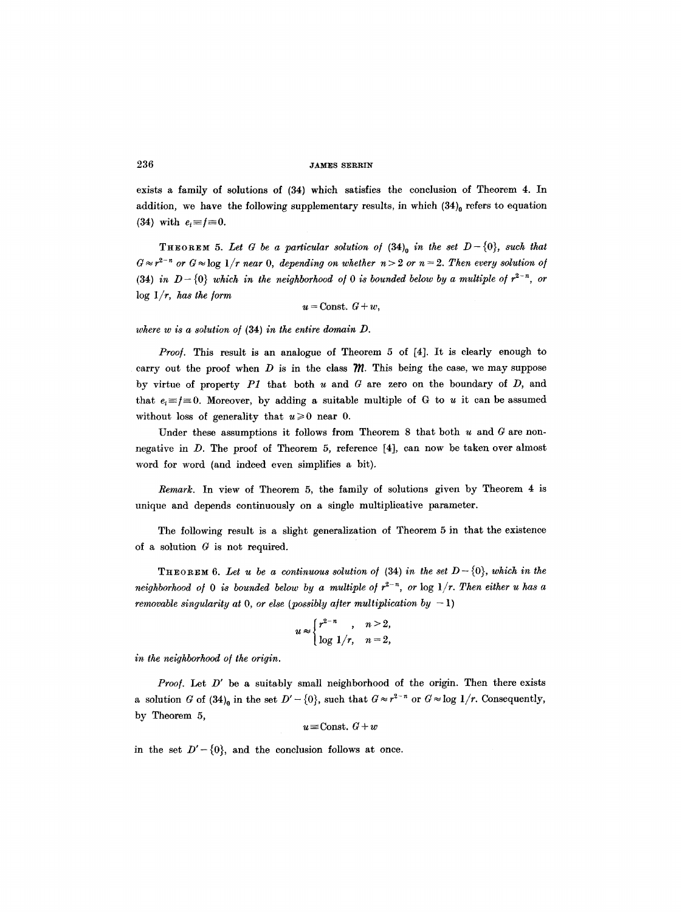exists a family of solutions of (34) which satisfies the conclusion of Theorem 4. In addition, we have the following supplementary results, in which $(34)_0$ refers to equation (34) with $e_i \equiv f \equiv 0$.

**Theorem 5.** *Let $G$ be a particular solution of $(34)_0$ in the set $D - \{0\}$, such that $G \approx r^{2-n}$ or $G \approx \log 1/r$ near 0, depending on whether $n > 2$ or $n = 2$. Then every solution of (34) in $D - \{0\}$ which in the neighborhood of 0 is bounded below by a multiple of $r^{2-n}$, or $\log 1/r$, has the form*

$$u = \text{Const.}\ G + w,$$

*where $w$ is a solution of (34) in the entire domain $D$.*

*Proof.* This result is an analogue of Theorem 5 of [4]. It is clearly enough to carry out the proof when $D$ is in the class $\mathfrak{M}$. This being the case, we may suppose by virtue of property *P1* that both $u$ and $G$ are zero on the boundary of $D$, and that $e_i \equiv f \equiv 0$. Moreover, by adding a suitable multiple of G to $u$ it can be assumed without loss of generality that $u \geq 0$ near 0.

Under these assumptions it follows from Theorem 8 that both $u$ and $G$ are non-negative in $D$. The proof of Theorem 5, reference [4], can now be taken over almost word for word (and indeed even simplifies a bit).

*Remark.* In view of Theorem 5, the family of solutions given by Theorem 4 is unique and depends continuously on a single multiplicative parameter.

The following result is a slight generalization of Theorem 5 in that the existence of a solution $G$ is not required.

**Theorem 6.** *Let $u$ be a continuous solution of (34) in the set $D - \{0\}$, which in the neighborhood of 0 is bounded below by a multiple of $r^{2-n}$, or $\log 1/r$. Then either $u$ has a removable singularity at 0, or else (possibly after multiplication by $-1$)*

$$u \approx \begin{cases} r^{2-n}, & n > 2, \\ \log 1/r, & n = 2, \end{cases}$$

*in the neighborhood of the origin.*

*Proof.* Let $D'$ be a suitably small neighborhood of the origin. Then there exists a solution $G$ of $(34)_0$ in the set $D' - \{0\}$, such that $G \approx r^{2-n}$ or $G \approx \log 1/r$. Consequently, by Theorem 5,

$$u \equiv \text{Const.}\ G + w$$

in the set $D' - \{0\}$, and the conclusion follows at once.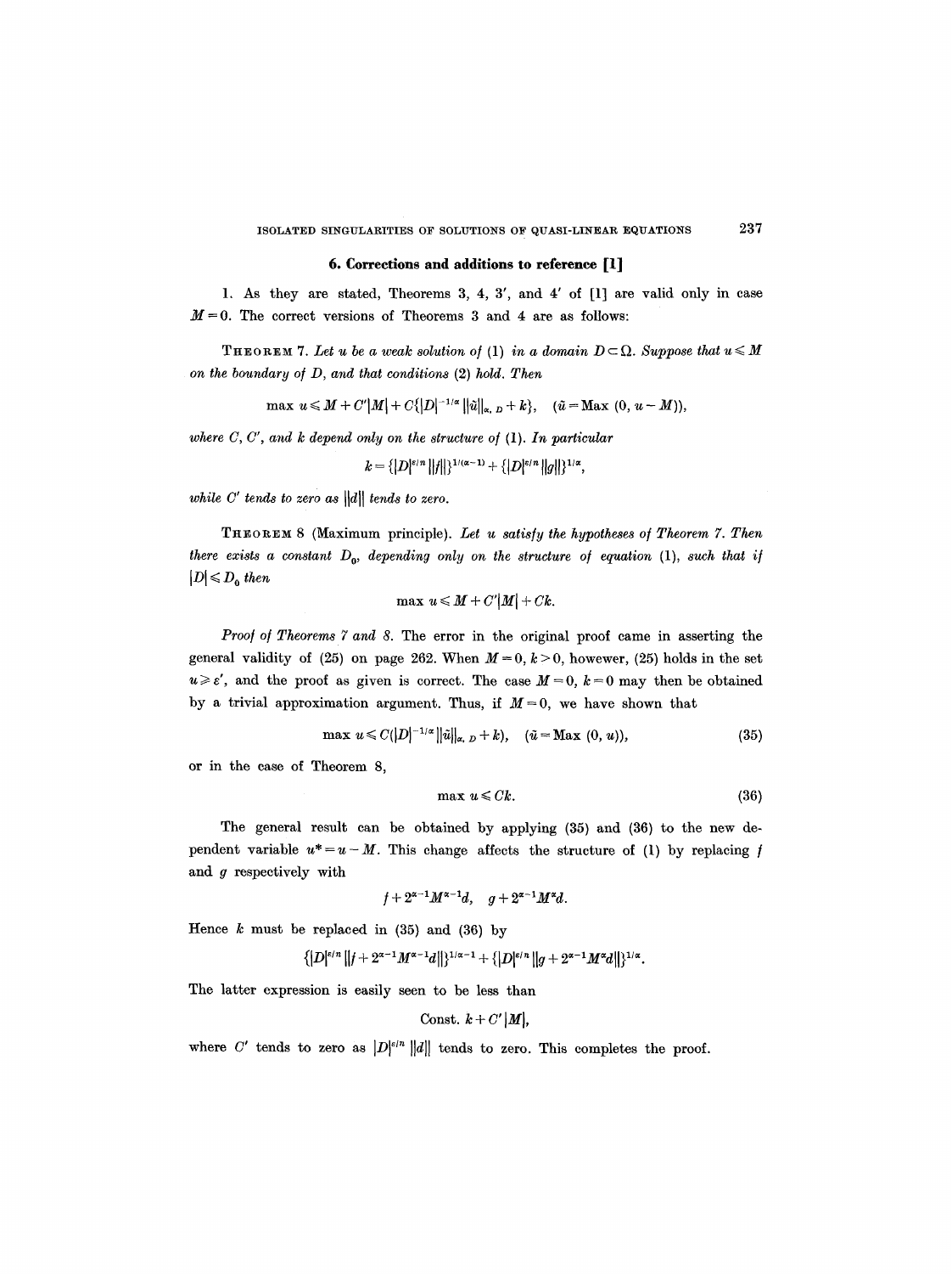## 6. Corrections and additions to reference [1]

1. As they are stated, Theorems 3, 4, 3', and 4' of [1] are valid only in case $M=0$. The correct versions of Theorems 3 and 4 are as follows:

THEOREM 7. *Let $u$ be a weak solution of* (1) *in a domain $D \subset \Omega$. Suppose that $u \leqslant M$ on the boundary of $D$, and that conditions* (2) *hold. Then*

$$\max u \leqslant M + C'|M| + C\{|D|^{-1/\alpha} \|\tilde{u}\|_{\alpha, D} + k\}, \quad (\tilde{u} = \operatorname{Max}(0, u - M)),$$

*where $C$, $C'$, and $k$ depend only on the structure of* (1). *In particular*

$$k = \{|D|^{\varepsilon/n} \|f\|\}^{1/(\alpha-1)} + \{|D|^{\varepsilon/n} \|g\|\}^{1/\alpha},$$

*while $C'$ tends to zero as $\|d\|$ tends to zero.*

THEOREM 8 (Maximum principle). *Let $u$ satisfy the hypotheses of Theorem 7. Then there exists a constant $D_0$, depending only on the structure of equation* (1), *such that if $|D| \leqslant D_0$ then*

$$\max u \leqslant M + C'|M| + Ck.$$

*Proof of Theorems 7 and 8.* The error in the original proof came in asserting the general validity of (25) on page 262. When $M=0$, $k>0$, however, (25) holds in the set $u \geqslant \varepsilon'$, and the proof as given is correct. The case $M=0$, $k=0$ may then be obtained by a trivial approximation argument. Thus, if $M=0$, we have shown that

$$\max u \leqslant C(|D|^{-1/\alpha} \|\tilde{u}\|_{\alpha, D} + k), \quad (\tilde{u} = \operatorname{Max}(0, u)), \tag{35}$$

or in the case of Theorem 8,

$$\max u \leqslant Ck. \tag{36}$$

The general result can be obtained by applying (35) and (36) to the new dependent variable $u^* = u - M$. This change affects the structure of (1) by replacing $f$ and $g$ respectively with

$$f + 2^{\alpha-1} M^{\alpha-1} d, \quad g + 2^{\alpha-1} M^{\alpha} d.$$

Hence $k$ must be replaced in (35) and (36) by

$$\{|D|^{\varepsilon/n} \|f + 2^{\alpha-1} M^{\alpha-1} d\|\}^{1/\alpha-1} + \{|D|^{\varepsilon/n} \|g + 2^{\alpha-1} M^{\alpha} d\|\}^{1/\alpha}.$$

The latter expression is easily seen to be less than

$$\text{Const.}\ k + C'|M|,$$

where $C'$ tends to zero as $|D|^{\varepsilon/n} \|d\|$ tends to zero. This completes the proof.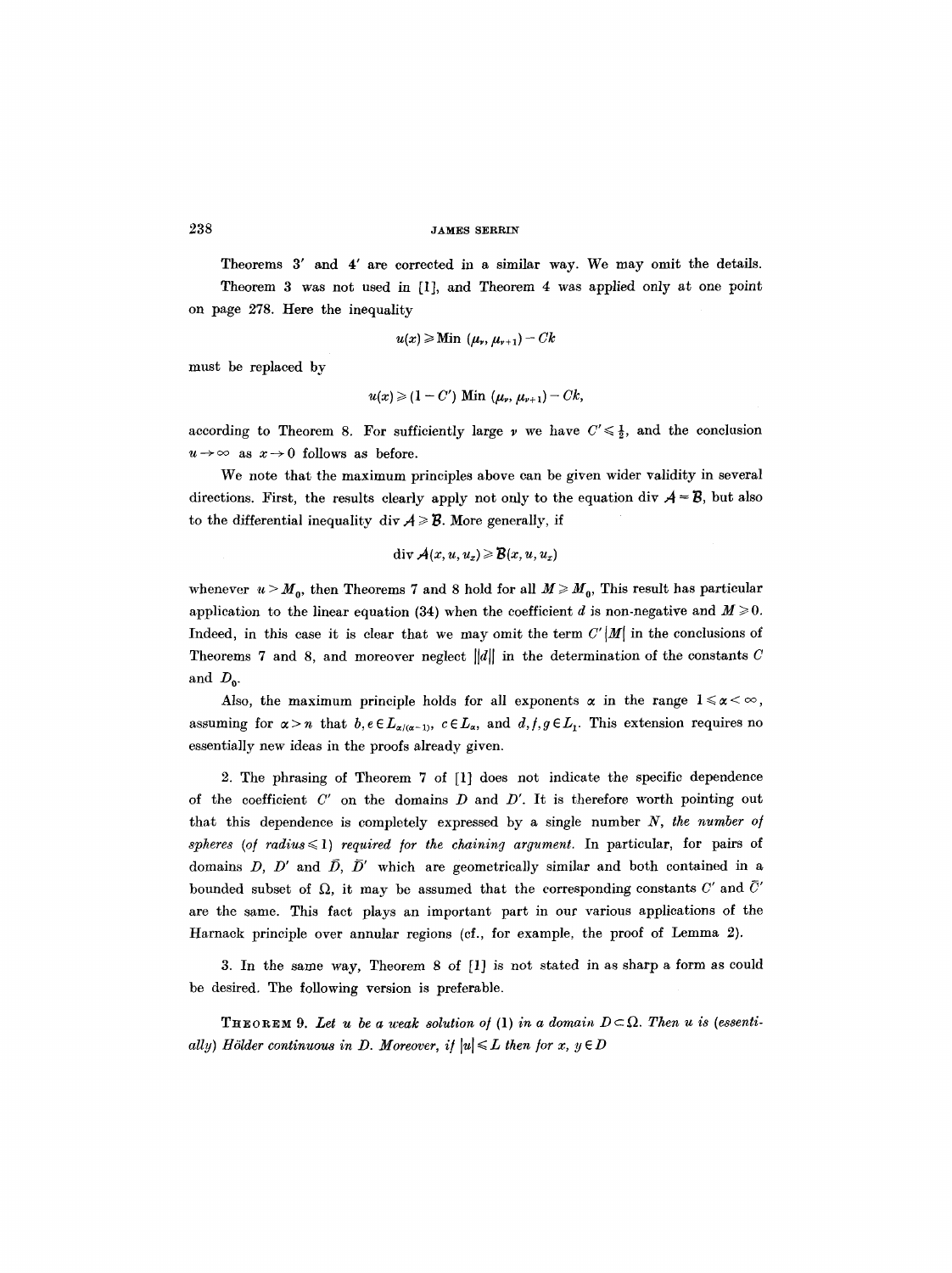Theorems 3′ and 4′ are corrected in a similar way. We may omit the details.

Theorem 3 was not used in [1], and Theorem 4 was applied only at one point on page 278. Here the inequality

$$u(x) \geqslant \text{Min}\,(\mu_\nu, \mu_{\nu+1}) - Ck$$

must be replaced by

$$u(x) \geqslant (1 - C')\,\text{Min}\,(\mu_\nu, \mu_{\nu+1}) - Ck,$$

according to Theorem 8. For sufficiently large $\nu$ we have $C' \leqslant \frac{1}{2}$, and the conclusion $u \to \infty$ as $x \to 0$ follows as before.

We note that the maximum principles above can be given wider validity in several directions. First, the results clearly apply not only to the equation div $\mathcal{A} = \mathcal{B}$, but also to the differential inequality div $\mathcal{A} \geqslant \mathcal{B}$. More generally, if

$$\text{div}\,\mathcal{A}(x, u, u_x) \geqslant \mathcal{B}(x, u, u_x)$$

whenever $u > M_0$, then Theorems 7 and 8 hold for all $M \geqslant M_0$. This result has particular application to the linear equation (34) when the coefficient $d$ is non-negative and $M \geqslant 0$. Indeed, in this case it is clear that we may omit the term $C'|M|$ in the conclusions of Theorems 7 and 8, and moreover neglect $\|d\|$ in the determination of the constants $C$ and $D_0$.

Also, the maximum principle holds for all exponents $\alpha$ in the range $1 \leqslant \alpha < \infty$, assuming for $\alpha > n$ that $b, e \in L_{\alpha/(\alpha-1)}$, $c \in L_\alpha$, and $d, f, g \in L_1$. This extension requires no essentially new ideas in the proofs already given.

2. The phrasing of Theorem 7 of [1] does not indicate the specific dependence of the coefficient $C'$ on the domains $D$ and $D'$. It is therefore worth pointing out that this dependence is completely expressed by a single number $N$, *the number of spheres (of radius* $\leqslant 1$*) required for the chaining argument.* In particular, for pairs of domains $D$, $D'$ and $\bar{D}$, $\bar{D}'$ which are geometrically similar and both contained in a bounded subset of $\Omega$, it may be assumed that the corresponding constants $C'$ and $\bar{C}'$ are the same. This fact plays an important part in our various applications of the Harnack principle over annular regions (cf., for example, the proof of Lemma 2).

3. In the same way, Theorem 8 of [1] is not stated in as sharp a form as could be desired. The following version is preferable.

THEOREM 9. *Let $u$ be a weak solution of* (1) *in a domain $D \subset \Omega$. Then $u$ is (essentially) Hölder continuous in $D$. Moreover, if $|u| \leqslant L$ then for $x$, $y \in D$*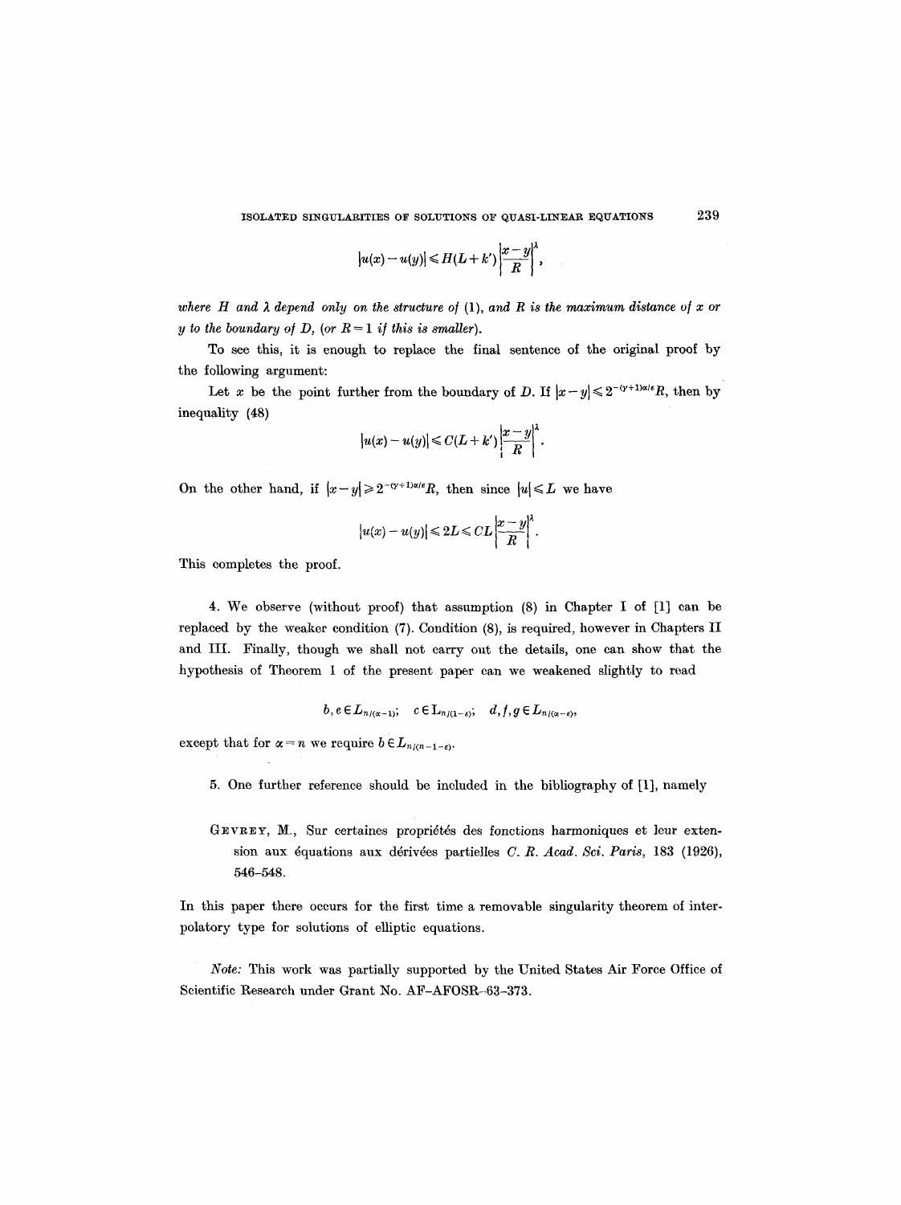$$|u(x) - u(y)| \leqslant H(L+k')\left|\frac{x-y}{R}\right|^{\lambda},$$

*where $H$ and $\lambda$ depend only on the structure of* (1), *and $R$ is the maximum distance of $x$ or $y$ to the boundary of $D$, (or $R=1$ if this is smaller).*

To see this, it is enough to replace the final sentence of the original proof by the following argument:

Let $x$ be the point further from the boundary of $D$. If $|x-y| \leqslant 2^{-(\gamma+1)\alpha/\varepsilon}R$, then by inequality (48)

$$|u(x) - u(y)| \leqslant C(L+k')\left|\frac{x-y}{R}\right|^{\lambda}.$$

On the other hand, if $|x-y| \geqslant 2^{-(\gamma+1)\alpha/\varepsilon}R$, then since $|u| \leqslant L$ we have

$$|u(x) - u(y)| \leqslant 2L \leqslant CL\left|\frac{x-y}{R}\right|^{\lambda}.$$

This completes the proof.

4. We observe (without proof) that assumption (8) in Chapter I of [1] can be replaced by the weaker condition (7). Condition (8), is required, however in Chapters II and III. Finally, though we shall not carry out the details, one can show that the hypothesis of Theorem 1 of the present paper can we weakened slightly to read

$$b, e \in L_{n/(\alpha-1)}; \quad c \in L_{n/(1-\varepsilon)}; \quad d, f, g \in L_{n/(\alpha-\varepsilon)},$$

except that for $\alpha = n$ we require $b \in L_{n/(n-1-\varepsilon)}$.

5. One further reference should be included in the bibliography of [1], namely

GEVREY, M., Sur certaines propriétés des fonctions harmoniques et leur extension aux équations aux dérivées partielles *C. R. Acad. Sci. Paris*, 183 (1926), 546–548.

In this paper there occurs for the first time a removable singularity theorem of interpolatory type for solutions of elliptic equations.

*Note:* This work was partially supported by the United States Air Force Office of Scientific Research under Grant No. AF-AFOSR-63-373.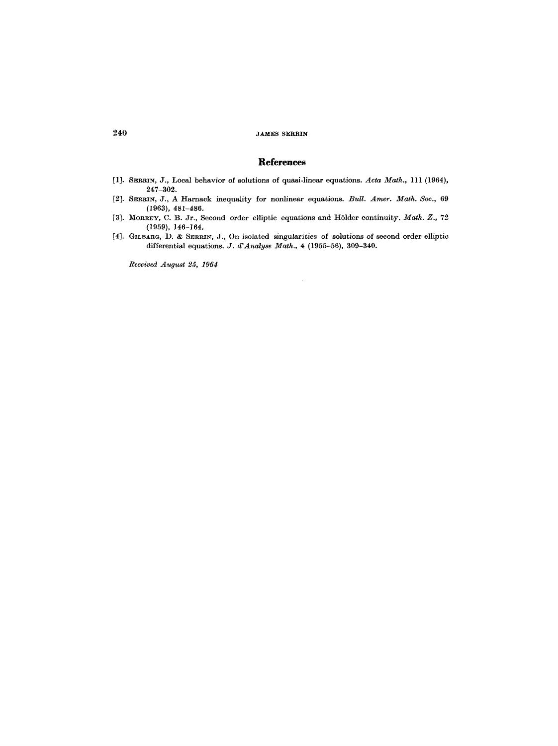## References

[1]. SERRIN, J., Local behavior of solutions of quasi-linear equations. *Acta Math.*, 111 (1964), 247–302.

[2]. SERRIN, J., A Harnack inequality for nonlinear equations. *Bull. Amer. Math. Soc.*, 69 (1963), 481–486.

[3]. MORREY, C. B. Jr., Second order elliptic equations and Hölder continuity. *Math. Z.*, 72 (1959), 146–164.

[4]. GILBARG, D. & SERRIN, J., On isolated singularities of solutions of second order elliptic differential equations. *J. d'Analyse Math.*, 4 (1955–56), 309–340.

*Received August 25, 1964*